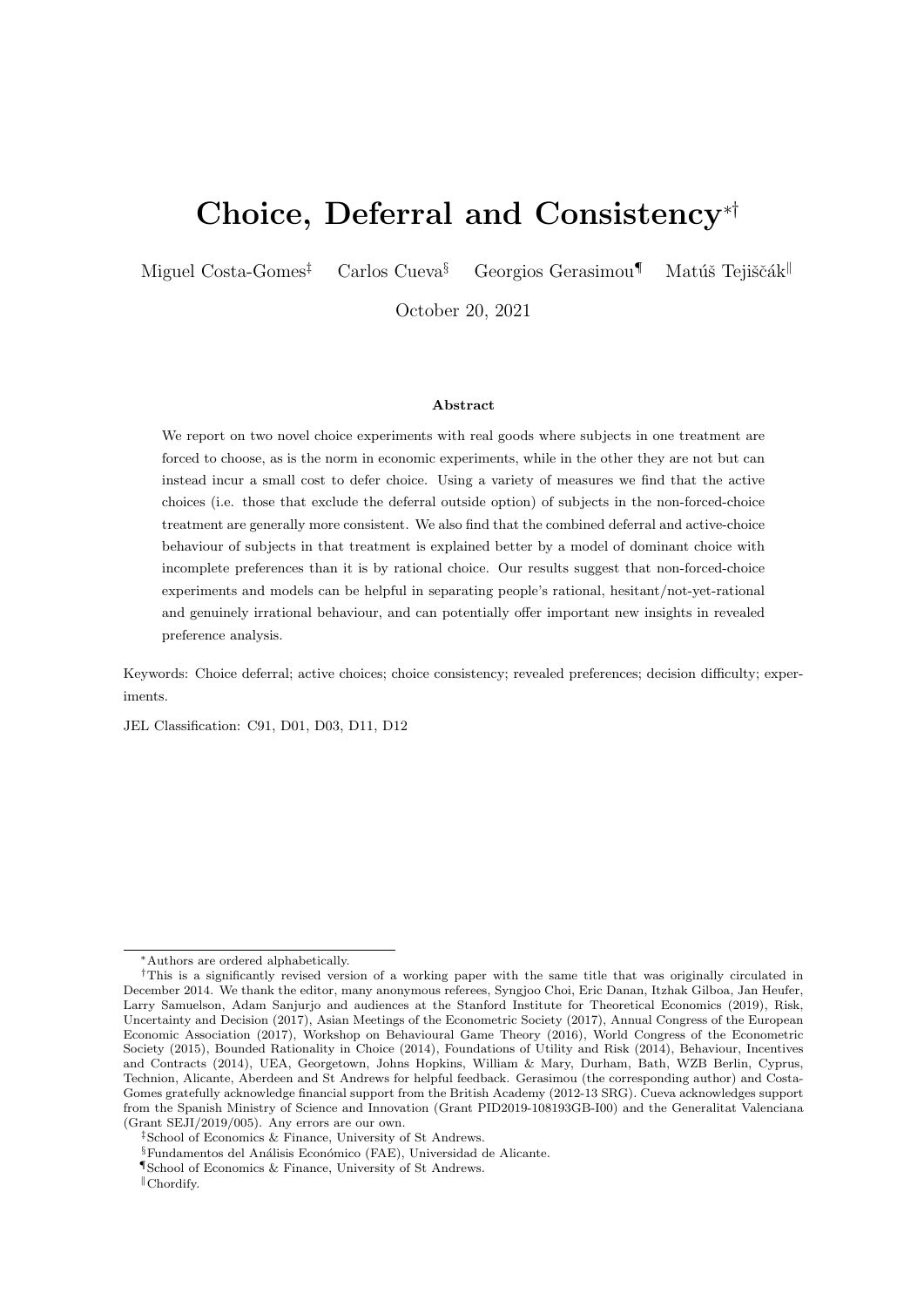# Choice, Deferral and Consistency[*†]

Miguel Costa-Gomes[‡] Carlos Cueva[§] Georgios Gerasimou[¶] Matúš Tejiščák[‖]

October 20, 2021

**Abstract**

We report on two novel choice experiments with real goods where subjects in one treatment are forced to choose, as is the norm in economic experiments, while in the other they are not but can instead incur a small cost to defer choice. Using a variety of measures we find that the active choices (i.e. those that exclude the deferral outside option) of subjects in the non-forced-choice treatment are generally more consistent. We also find that the combined deferral and active-choice behaviour of subjects in that treatment is explained better by a model of dominant choice with incomplete preferences than it is by rational choice. Our results suggest that non-forced-choice experiments and models can be helpful in separating people's rational, hesitant/not-yet-rational and genuinely irrational behaviour, and can potentially offer important new insights in revealed preference analysis.

Keywords: Choice deferral; active choices; choice consistency; revealed preferences; decision difficulty; experiments.

JEL Classification: C91, D01, D03, D11, D12

---

[*] Authors are ordered alphabetically.

[†] This is a significantly revised version of a working paper with the same title that was originally circulated in December 2014. We thank the editor, many anonymous referees, Syngjoo Choi, Eric Danan, Itzhak Gilboa, Jan Heufer, Larry Samuelson, Adam Sanjurjo and audiences at the Stanford Institute for Theoretical Economics (2019), Risk, Uncertainty and Decision (2017), Asian Meetings of the Econometric Society (2017), Annual Congress of the European Economic Association (2017), Workshop on Behavioural Game Theory (2016), World Congress of the Econometric Society (2015), Bounded Rationality in Choice (2014), Foundations of Utility and Risk (2014), Behaviour, Incentives and Contracts (2014), UEA, Georgetown, Johns Hopkins, William & Mary, Durham, Bath, WZB Berlin, Cyprus, Technion, Alicante, Aberdeen and St Andrews for helpful feedback. Gerasimou (the corresponding author) and Costa-Gomes gratefully acknowledge financial support from the British Academy (2012-13 SRG). Cueva acknowledges support from the Spanish Ministry of Science and Innovation (Grant PID2019-108193GB-I00) and the Generalitat Valenciana (Grant SEJI/2019/005). Any errors are our own.

[‡] School of Economics & Finance, University of St Andrews.

[§] Fundamentos del Análisis Económico (FAE), Universidad de Alicante.

[¶] School of Economics & Finance, University of St Andrews.

[‖] Chordify.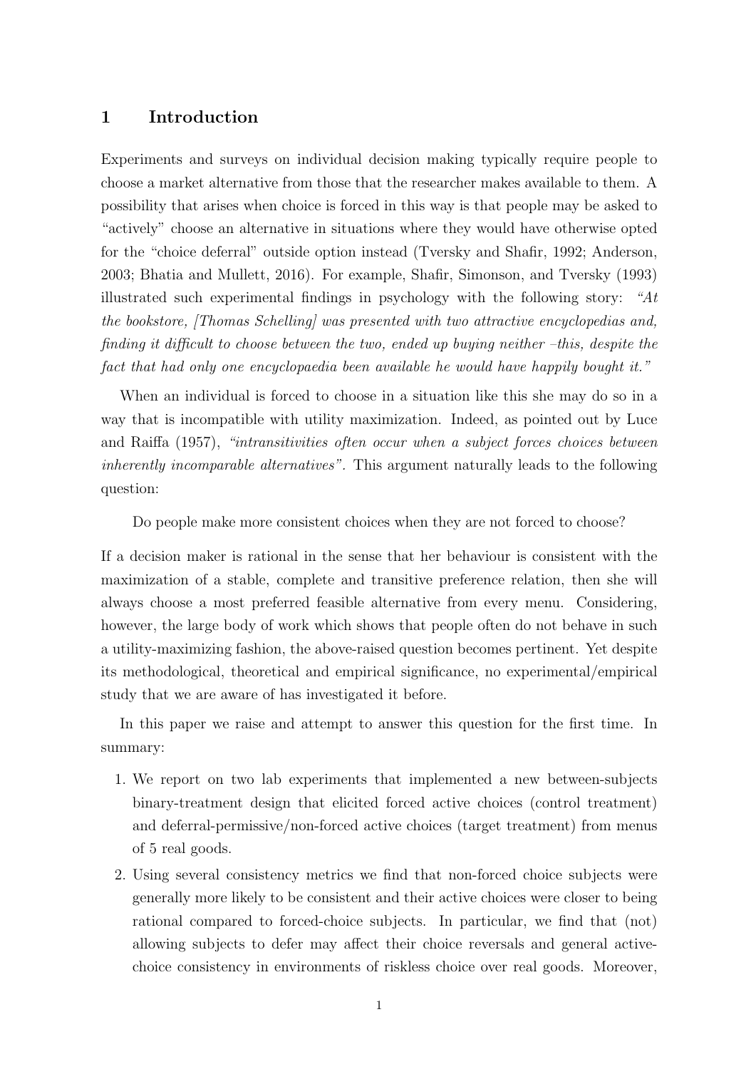## 1 Introduction

Experiments and surveys on individual decision making typically require people to choose a market alternative from those that the researcher makes available to them. A possibility that arises when choice is forced in this way is that people may be asked to "actively" choose an alternative in situations where they would have otherwise opted for the "choice deferral" outside option instead (Tversky and Shafir, 1992; Anderson, 2003; Bhatia and Mullett, 2016). For example, Shafir, Simonson, and Tversky (1993) illustrated such experimental findings in psychology with the following story: *"At the bookstore, [Thomas Schelling] was presented with two attractive encyclopedias and, finding it difficult to choose between the two, ended up buying neither –this, despite the fact that had only one encyclopaedia been available he would have happily bought it."*

When an individual is forced to choose in a situation like this she may do so in a way that is incompatible with utility maximization. Indeed, as pointed out by Luce and Raiffa (1957), *"intransitivities often occur when a subject forces choices between inherently incomparable alternatives"*. This argument naturally leads to the following question:

Do people make more consistent choices when they are not forced to choose?

If a decision maker is rational in the sense that her behaviour is consistent with the maximization of a stable, complete and transitive preference relation, then she will always choose a most preferred feasible alternative from every menu. Considering, however, the large body of work which shows that people often do not behave in such a utility-maximizing fashion, the above-raised question becomes pertinent. Yet despite its methodological, theoretical and empirical significance, no experimental/empirical study that we are aware of has investigated it before.

In this paper we raise and attempt to answer this question for the first time. In summary:

1. We report on two lab experiments that implemented a new between-subjects binary-treatment design that elicited forced active choices (control treatment) and deferral-permissive/non-forced active choices (target treatment) from menus of 5 real goods.
2. Using several consistency metrics we find that non-forced choice subjects were generally more likely to be consistent and their active choices were closer to being rational compared to forced-choice subjects. In particular, we find that (not) allowing subjects to defer may affect their choice reversals and general active-choice consistency in environments of riskless choice over real goods. Moreover,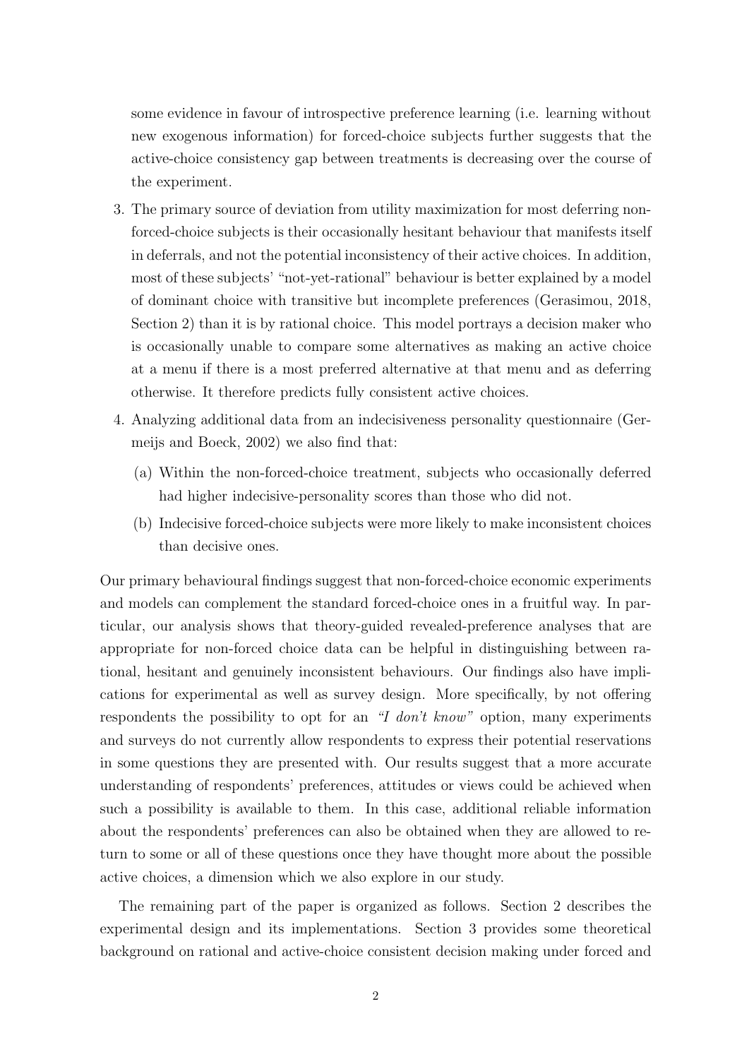some evidence in favour of introspective preference learning (i.e. learning without new exogenous information) for forced-choice subjects further suggests that the active-choice consistency gap between treatments is decreasing over the course of the experiment.

3. The primary source of deviation from utility maximization for most deferring non-forced-choice subjects is their occasionally hesitant behaviour that manifests itself in deferrals, and not the potential inconsistency of their active choices. In addition, most of these subjects' "not-yet-rational" behaviour is better explained by a model of dominant choice with transitive but incomplete preferences (Gerasimou, 2018, Section 2) than it is by rational choice. This model portrays a decision maker who is occasionally unable to compare some alternatives as making an active choice at a menu if there is a most preferred alternative at that menu and as deferring otherwise. It therefore predicts fully consistent active choices.

4. Analyzing additional data from an indecisiveness personality questionnaire (Germeijs and Boeck, 2002) we also find that:

   (a) Within the non-forced-choice treatment, subjects who occasionally deferred had higher indecisive-personality scores than those who did not.

   (b) Indecisive forced-choice subjects were more likely to make inconsistent choices than decisive ones.

Our primary behavioural findings suggest that non-forced-choice economic experiments and models can complement the standard forced-choice ones in a fruitful way. In particular, our analysis shows that theory-guided revealed-preference analyses that are appropriate for non-forced choice data can be helpful in distinguishing between rational, hesitant and genuinely inconsistent behaviours. Our findings also have implications for experimental as well as survey design. More specifically, by not offering respondents the possibility to opt for an *"I don't know"* option, many experiments and surveys do not currently allow respondents to express their potential reservations in some questions they are presented with. Our results suggest that a more accurate understanding of respondents' preferences, attitudes or views could be achieved when such a possibility is available to them. In this case, additional reliable information about the respondents' preferences can also be obtained when they are allowed to return to some or all of these questions once they have thought more about the possible active choices, a dimension which we also explore in our study.

The remaining part of the paper is organized as follows. Section 2 describes the experimental design and its implementations. Section 3 provides some theoretical background on rational and active-choice consistent decision making under forced and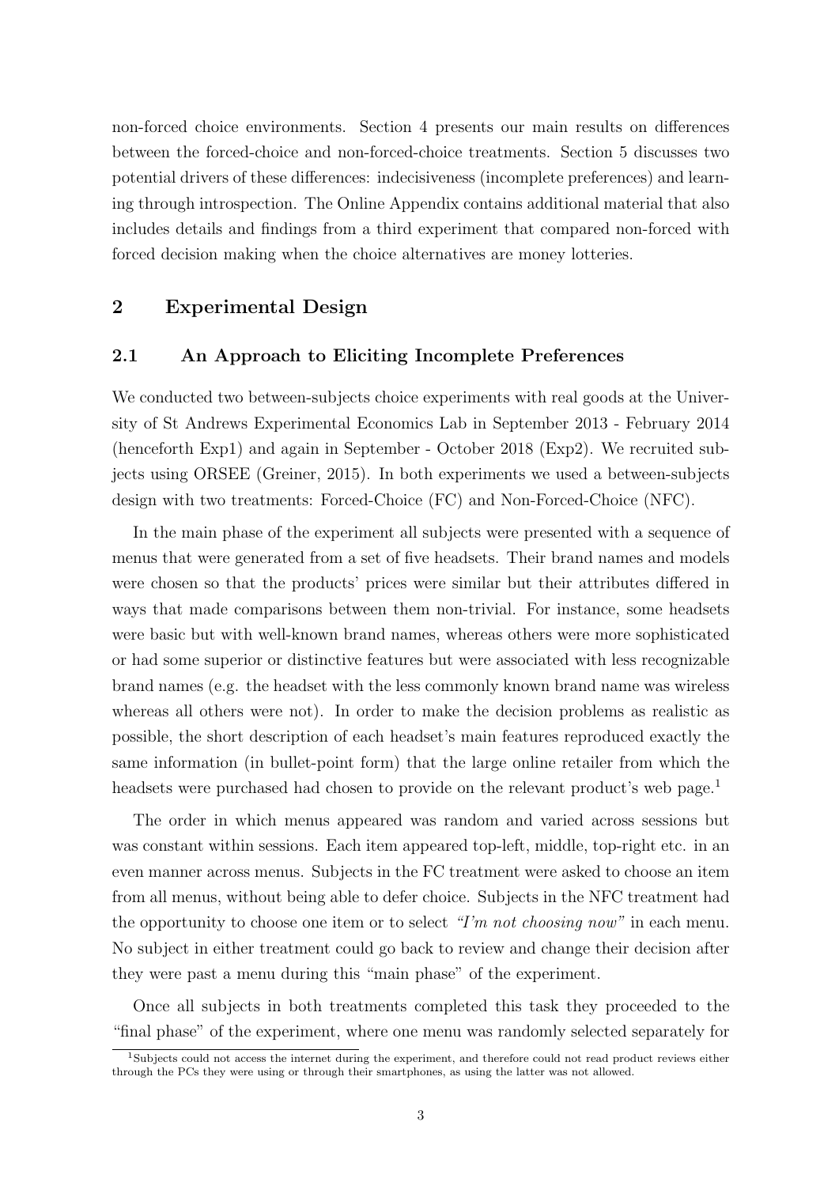non-forced choice environments. Section 4 presents our main results on differences between the forced-choice and non-forced-choice treatments. Section 5 discusses two potential drivers of these differences: indecisiveness (incomplete preferences) and learning through introspection. The Online Appendix contains additional material that also includes details and findings from a third experiment that compared non-forced with forced decision making when the choice alternatives are money lotteries.

## 2 Experimental Design

### 2.1 An Approach to Eliciting Incomplete Preferences

We conducted two between-subjects choice experiments with real goods at the University of St Andrews Experimental Economics Lab in September 2013 - February 2014 (henceforth Exp1) and again in September - October 2018 (Exp2). We recruited subjects using ORSEE (Greiner, 2015). In both experiments we used a between-subjects design with two treatments: Forced-Choice (FC) and Non-Forced-Choice (NFC).

In the main phase of the experiment all subjects were presented with a sequence of menus that were generated from a set of five headsets. Their brand names and models were chosen so that the products' prices were similar but their attributes differed in ways that made comparisons between them non-trivial. For instance, some headsets were basic but with well-known brand names, whereas others were more sophisticated or had some superior or distinctive features but were associated with less recognizable brand names (e.g. the headset with the less commonly known brand name was wireless whereas all others were not). In order to make the decision problems as realistic as possible, the short description of each headset's main features reproduced exactly the same information (in bullet-point form) that the large online retailer from which the headsets were purchased had chosen to provide on the relevant product's web page.[1]

The order in which menus appeared was random and varied across sessions but was constant within sessions. Each item appeared top-left, middle, top-right etc. in an even manner across menus. Subjects in the FC treatment were asked to choose an item from all menus, without being able to defer choice. Subjects in the NFC treatment had the opportunity to choose one item or to select *"I'm not choosing now"* in each menu. No subject in either treatment could go back to review and change their decision after they were past a menu during this "main phase" of the experiment.

Once all subjects in both treatments completed this task they proceeded to the "final phase" of the experiment, where one menu was randomly selected separately for

[1] Subjects could not access the internet during the experiment, and therefore could not read product reviews either through the PCs they were using or through their smartphones, as using the latter was not allowed.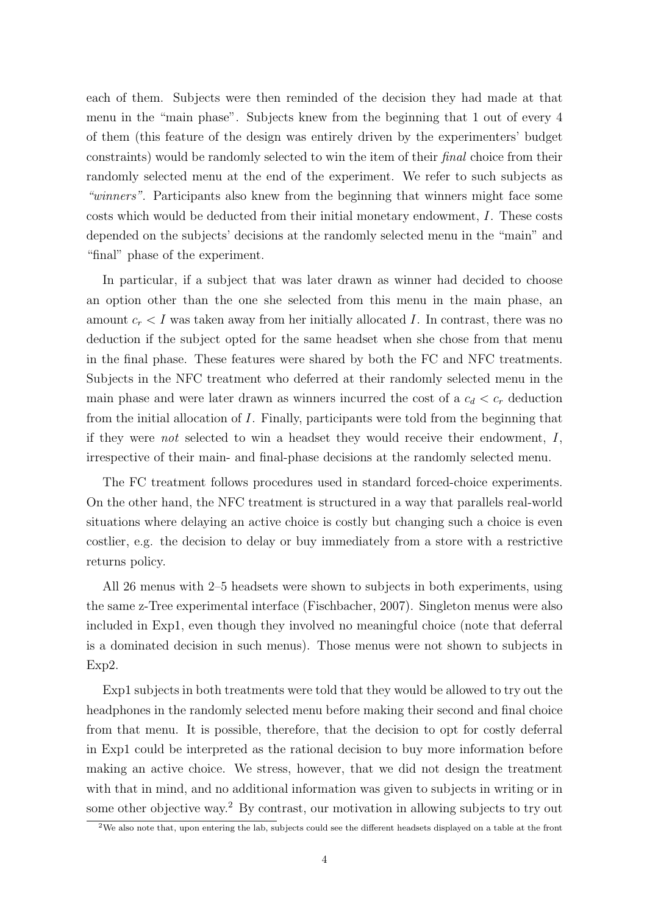each of them. Subjects were then reminded of the decision they had made at that menu in the "main phase". Subjects knew from the beginning that 1 out of every 4 of them (this feature of the design was entirely driven by the experimenters' budget constraints) would be randomly selected to win the item of their *final* choice from their randomly selected menu at the end of the experiment. We refer to such subjects as *"winners"*. Participants also knew from the beginning that winners might face some costs which would be deducted from their initial monetary endowment, $I$. These costs depended on the subjects' decisions at the randomly selected menu in the "main" and "final" phase of the experiment.

In particular, if a subject that was later drawn as winner had decided to choose an option other than the one she selected from this menu in the main phase, an amount $c_r < I$ was taken away from her initially allocated $I$. In contrast, there was no deduction if the subject opted for the same headset when she chose from that menu in the final phase. These features were shared by both the FC and NFC treatments. Subjects in the NFC treatment who deferred at their randomly selected menu in the main phase and were later drawn as winners incurred the cost of a $c_d < c_r$ deduction from the initial allocation of $I$. Finally, participants were told from the beginning that if they were *not* selected to win a headset they would receive their endowment, $I$, irrespective of their main- and final-phase decisions at the randomly selected menu.

The FC treatment follows procedures used in standard forced-choice experiments. On the other hand, the NFC treatment is structured in a way that parallels real-world situations where delaying an active choice is costly but changing such a choice is even costlier, e.g. the decision to delay or buy immediately from a store with a restrictive returns policy.

All 26 menus with 2–5 headsets were shown to subjects in both experiments, using the same z-Tree experimental interface (Fischbacher, 2007). Singleton menus were also included in Exp1, even though they involved no meaningful choice (note that deferral is a dominated decision in such menus). Those menus were not shown to subjects in Exp2.

Exp1 subjects in both treatments were told that they would be allowed to try out the headphones in the randomly selected menu before making their second and final choice from that menu. It is possible, therefore, that the decision to opt for costly deferral in Exp1 could be interpreted as the rational decision to buy more information before making an active choice. We stress, however, that we did not design the treatment with that in mind, and no additional information was given to subjects in writing or in some other objective way.[2] By contrast, our motivation in allowing subjects to try out

[2] We also note that, upon entering the lab, subjects could see the different headsets displayed on a table at the front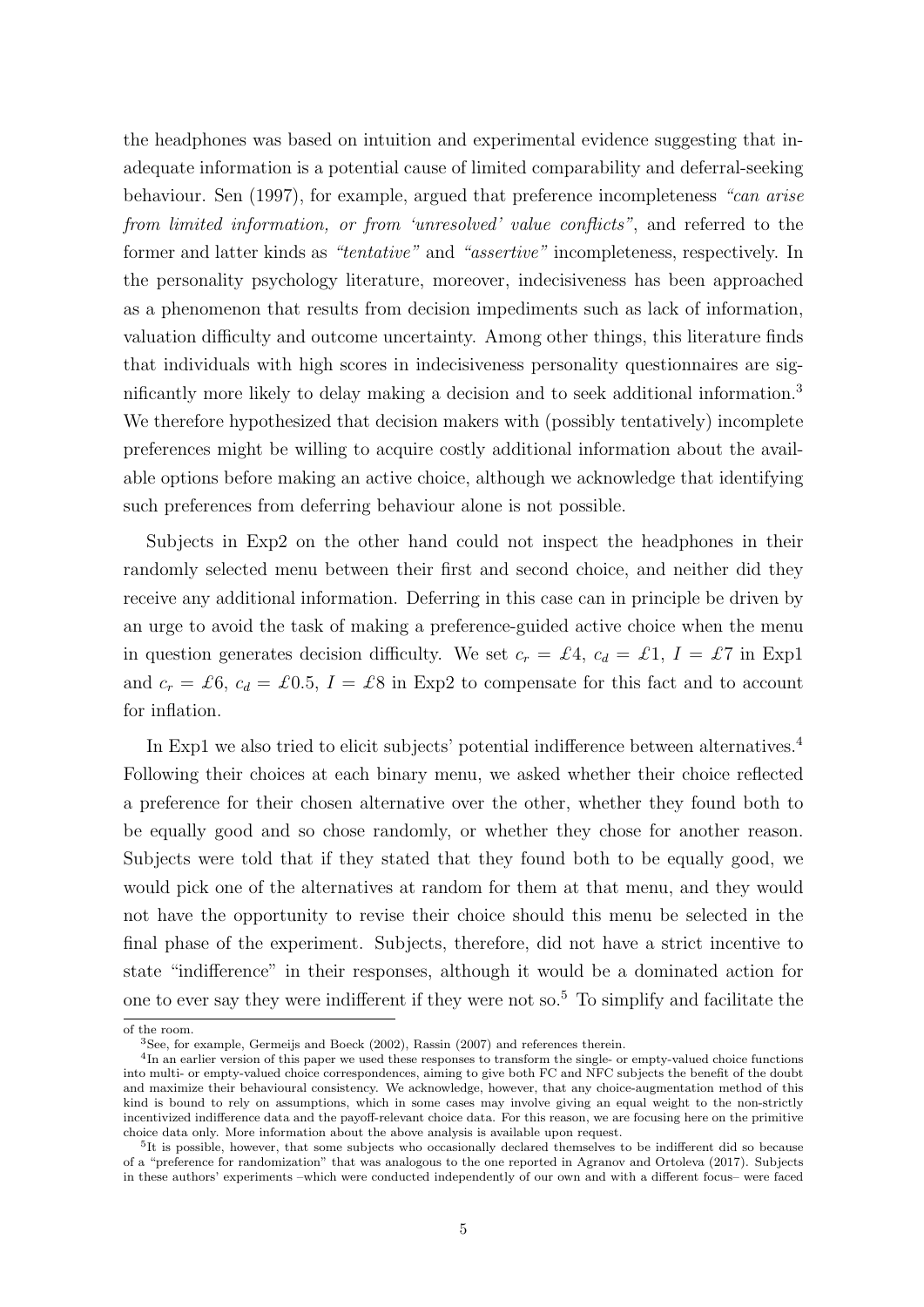the headphones was based on intuition and experimental evidence suggesting that inadequate information is a potential cause of limited comparability and deferral-seeking behaviour. Sen (1997), for example, argued that preference incompleteness *"can arise from limited information, or from 'unresolved' value conflicts"*, and referred to the former and latter kinds as *"tentative"* and *"assertive"* incompleteness, respectively. In the personality psychology literature, moreover, indecisiveness has been approached as a phenomenon that results from decision impediments such as lack of information, valuation difficulty and outcome uncertainty. Among other things, this literature finds that individuals with high scores in indecisiveness personality questionnaires are significantly more likely to delay making a decision and to seek additional information.[3] We therefore hypothesized that decision makers with (possibly tentatively) incomplete preferences might be willing to acquire costly additional information about the available options before making an active choice, although we acknowledge that identifying such preferences from deferring behaviour alone is not possible.

Subjects in Exp2 on the other hand could not inspect the headphones in their randomly selected menu between their first and second choice, and neither did they receive any additional information. Deferring in this case can in principle be driven by an urge to avoid the task of making a preference-guided active choice when the menu in question generates decision difficulty. We set $c_r = £4$, $c_d = £1$, $I = £7$ in Exp1 and $c_r = £6$, $c_d = £0.5$, $I = £8$ in Exp2 to compensate for this fact and to account for inflation.

In Exp1 we also tried to elicit subjects' potential indifference between alternatives.[4] Following their choices at each binary menu, we asked whether their choice reflected a preference for their chosen alternative over the other, whether they found both to be equally good and so chose randomly, or whether they chose for another reason. Subjects were told that if they stated that they found both to be equally good, we would pick one of the alternatives at random for them at that menu, and they would not have the opportunity to revise their choice should this menu be selected in the final phase of the experiment. Subjects, therefore, did not have a strict incentive to state "indifference" in their responses, although it would be a dominated action for one to ever say they were indifferent if they were not so.[5] To simplify and facilitate the

of the room.

[3] See, for example, Germeijs and Boeck (2002), Rassin (2007) and references therein.

[4] In an earlier version of this paper we used these responses to transform the single- or empty-valued choice functions into multi- or empty-valued choice correspondences, aiming to give both FC and NFC subjects the benefit of the doubt and maximize their behavioural consistency. We acknowledge, however, that any choice-augmentation method of this kind is bound to rely on assumptions, which in some cases may involve giving an equal weight to the non-strictly incentivized indifference data and the payoff-relevant choice data. For this reason, we are focusing here on the primitive choice data only. More information about the above analysis is available upon request.

[5] It is possible, however, that some subjects who occasionally declared themselves to be indifferent did so because of a "preference for randomization" that was analogous to the one reported in Agranov and Ortoleva (2017). Subjects in these authors' experiments –which were conducted independently of our own and with a different focus– were faced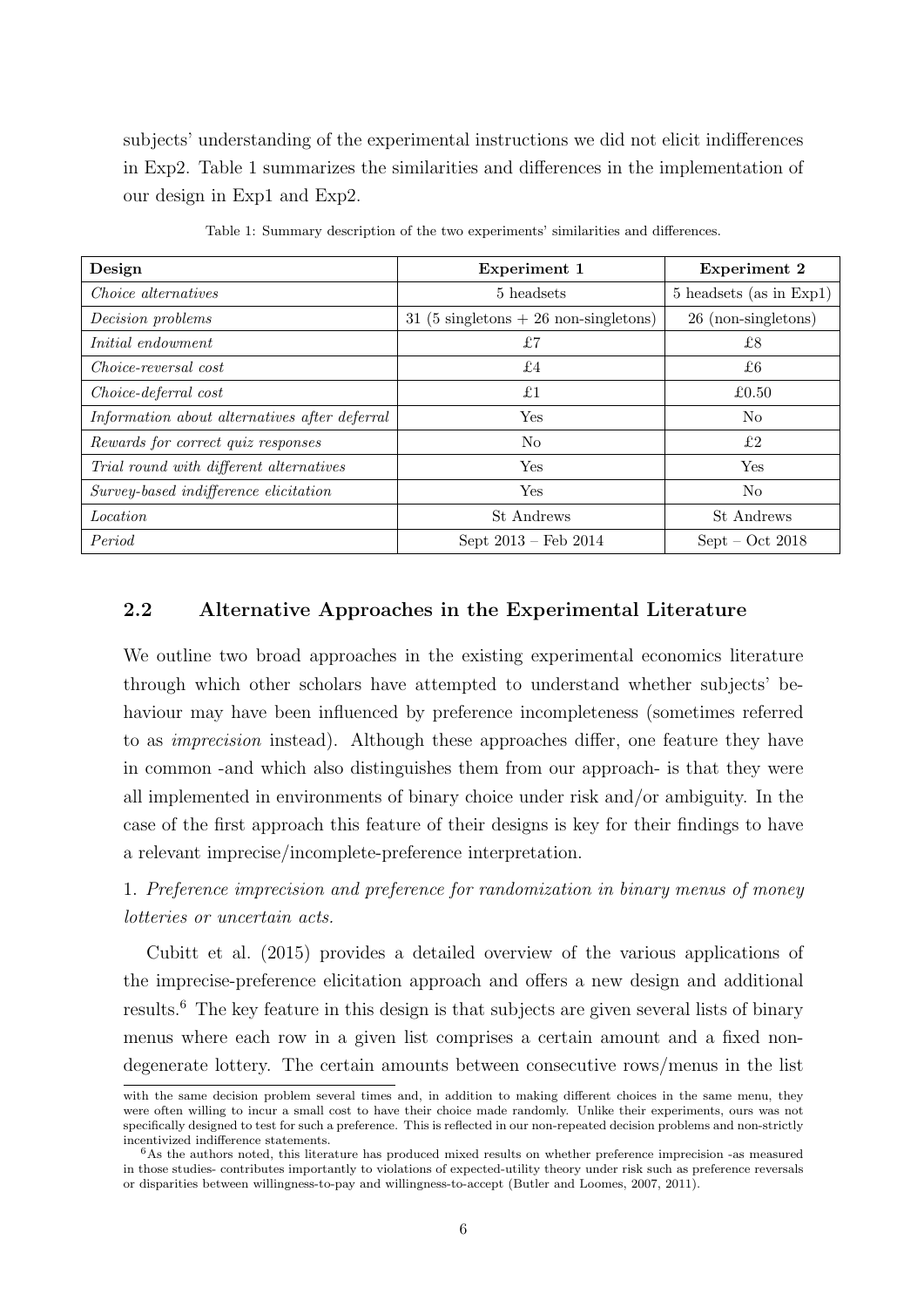subjects' understanding of the experimental instructions we did not elicit indifferences in Exp2. Table 1 summarizes the similarities and differences in the implementation of our design in Exp1 and Exp2.

Table 1: Summary description of the two experiments' similarities and differences.

| **Design** | **Experiment 1** | **Experiment 2** |
|---|---|---|
| *Choice alternatives* | 5 headsets | 5 headsets (as in Exp1) |
| *Decision problems* | 31 (5 singletons + 26 non-singletons) | 26 (non-singletons) |
| *Initial endowment* | £7 | £8 |
| *Choice-reversal cost* | £4 | £6 |
| *Choice-deferral cost* | £1 | £0.50 |
| *Information about alternatives after deferral* | Yes | No |
| *Rewards for correct quiz responses* | No | £2 |
| *Trial round with different alternatives* | Yes | Yes |
| *Survey-based indifference elicitation* | Yes | No |
| *Location* | St Andrews | St Andrews |
| *Period* | Sept 2013 – Feb 2014 | Sept – Oct 2018 |

## 2.2 Alternative Approaches in the Experimental Literature

We outline two broad approaches in the existing experimental economics literature through which other scholars have attempted to understand whether subjects' behaviour may have been influenced by preference incompleteness (sometimes referred to as *imprecision* instead). Although these approaches differ, one feature they have in common -and which also distinguishes them from our approach- is that they were all implemented in environments of binary choice under risk and/or ambiguity. In the case of the first approach this feature of their designs is key for their findings to have a relevant imprecise/incomplete-preference interpretation.

1. *Preference imprecision and preference for randomization in binary menus of money lotteries or uncertain acts.*

Cubitt et al. (2015) provides a detailed overview of the various applications of the imprecise-preference elicitation approach and offers a new design and additional results.[6] The key feature in this design is that subjects are given several lists of binary menus where each row in a given list comprises a certain amount and a fixed non-degenerate lottery. The certain amounts between consecutive rows/menus in the list

with the same decision problem several times and, in addition to making different choices in the same menu, they were often willing to incur a small cost to have their choice made randomly. Unlike their experiments, ours was not specifically designed to test for such a preference. This is reflected in our non-repeated decision problems and non-strictly incentivized indifference statements.

[6] As the authors noted, this literature has produced mixed results on whether preference imprecision -as measured in those studies- contributes importantly to violations of expected-utility theory under risk such as preference reversals or disparities between willingness-to-pay and willingness-to-accept (Butler and Loomes, 2007, 2011).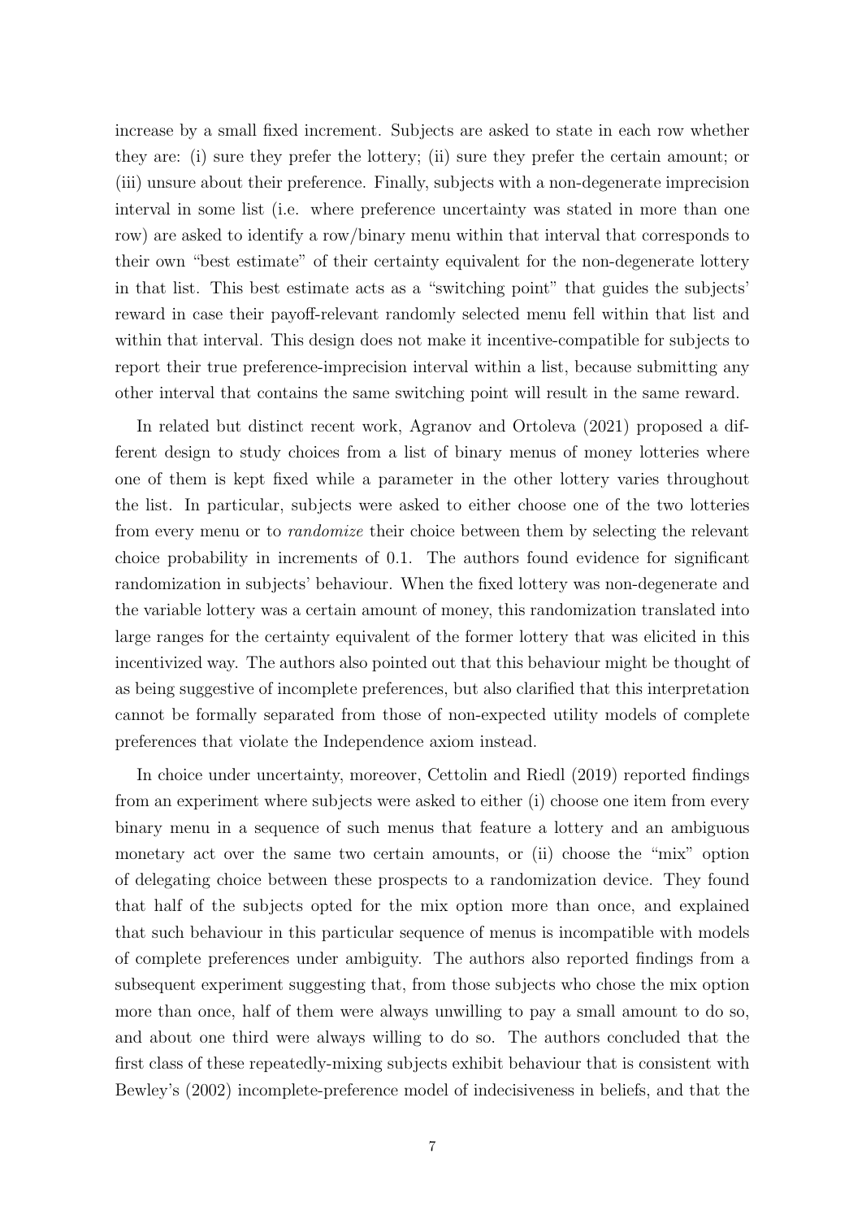increase by a small fixed increment. Subjects are asked to state in each row whether they are: (i) sure they prefer the lottery; (ii) sure they prefer the certain amount; or (iii) unsure about their preference. Finally, subjects with a non-degenerate imprecision interval in some list (i.e. where preference uncertainty was stated in more than one row) are asked to identify a row/binary menu within that interval that corresponds to their own "best estimate" of their certainty equivalent for the non-degenerate lottery in that list. This best estimate acts as a "switching point" that guides the subjects' reward in case their payoff-relevant randomly selected menu fell within that list and within that interval. This design does not make it incentive-compatible for subjects to report their true preference-imprecision interval within a list, because submitting any other interval that contains the same switching point will result in the same reward.

In related but distinct recent work, Agranov and Ortoleva (2021) proposed a different design to study choices from a list of binary menus of money lotteries where one of them is kept fixed while a parameter in the other lottery varies throughout the list. In particular, subjects were asked to either choose one of the two lotteries from every menu or to *randomize* their choice between them by selecting the relevant choice probability in increments of 0.1. The authors found evidence for significant randomization in subjects' behaviour. When the fixed lottery was non-degenerate and the variable lottery was a certain amount of money, this randomization translated into large ranges for the certainty equivalent of the former lottery that was elicited in this incentivized way. The authors also pointed out that this behaviour might be thought of as being suggestive of incomplete preferences, but also clarified that this interpretation cannot be formally separated from those of non-expected utility models of complete preferences that violate the Independence axiom instead.

In choice under uncertainty, moreover, Cettolin and Riedl (2019) reported findings from an experiment where subjects were asked to either (i) choose one item from every binary menu in a sequence of such menus that feature a lottery and an ambiguous monetary act over the same two certain amounts, or (ii) choose the "mix" option of delegating choice between these prospects to a randomization device. They found that half of the subjects opted for the mix option more than once, and explained that such behaviour in this particular sequence of menus is incompatible with models of complete preferences under ambiguity. The authors also reported findings from a subsequent experiment suggesting that, from those subjects who chose the mix option more than once, half of them were always unwilling to pay a small amount to do so, and about one third were always willing to do so. The authors concluded that the first class of these repeatedly-mixing subjects exhibit behaviour that is consistent with Bewley's (2002) incomplete-preference model of indecisiveness in beliefs, and that the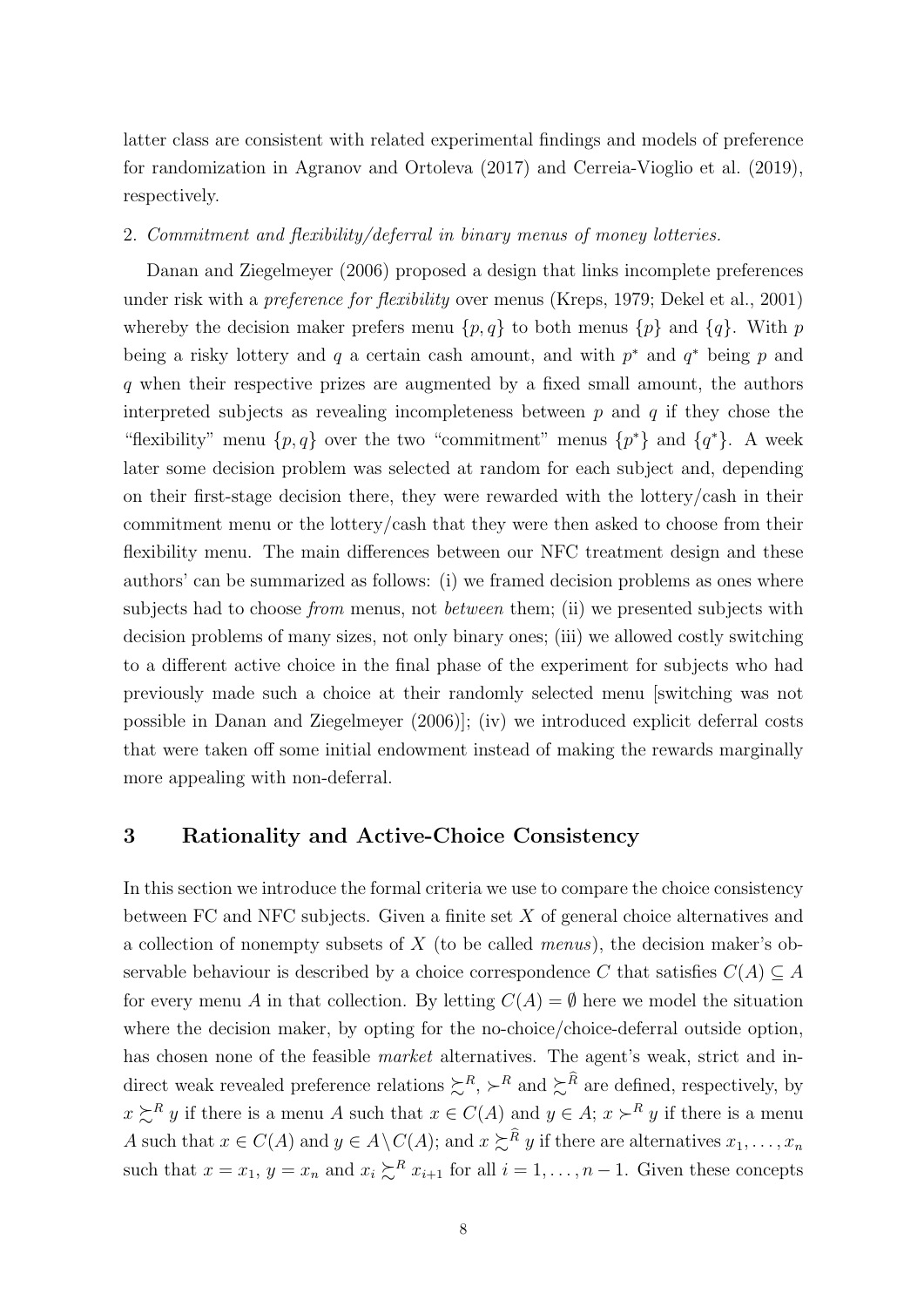latter class are consistent with related experimental findings and models of preference for randomization in Agranov and Ortoleva (2017) and Cerreia-Vioglio et al. (2019), respectively.

2. *Commitment and flexibility/deferral in binary menus of money lotteries.*

Danan and Ziegelmeyer (2006) proposed a design that links incomplete preferences under risk with a *preference for flexibility* over menus (Kreps, 1979; Dekel et al., 2001) whereby the decision maker prefers menu $\{p, q\}$ to both menus $\{p\}$ and $\{q\}$. With $p$ being a risky lottery and $q$ a certain cash amount, and with $p^*$ and $q^*$ being $p$ and $q$ when their respective prizes are augmented by a fixed small amount, the authors interpreted subjects as revealing incompleteness between $p$ and $q$ if they chose the "flexibility" menu $\{p, q\}$ over the two "commitment" menus $\{p^*\}$ and $\{q^*\}$. A week later some decision problem was selected at random for each subject and, depending on their first-stage decision there, they were rewarded with the lottery/cash in their commitment menu or the lottery/cash that they were then asked to choose from their flexibility menu. The main differences between our NFC treatment design and these authors' can be summarized as follows: (i) we framed decision problems as ones where subjects had to choose *from* menus, not *between* them; (ii) we presented subjects with decision problems of many sizes, not only binary ones; (iii) we allowed costly switching to a different active choice in the final phase of the experiment for subjects who had previously made such a choice at their randomly selected menu [switching was not possible in Danan and Ziegelmeyer (2006)]; (iv) we introduced explicit deferral costs that were taken off some initial endowment instead of making the rewards marginally more appealing with non-deferral.

## 3 Rationality and Active-Choice Consistency

In this section we introduce the formal criteria we use to compare the choice consistency between FC and NFC subjects. Given a finite set $X$ of general choice alternatives and a collection of nonempty subsets of $X$ (to be called *menus*), the decision maker's observable behaviour is described by a choice correspondence $C$ that satisfies $C(A) \subseteq A$ for every menu $A$ in that collection. By letting $C(A) = \emptyset$ here we model the situation where the decision maker, by opting for the no-choice/choice-deferral outside option, has chosen none of the feasible *market* alternatives. The agent's weak, strict and indirect weak revealed preference relations $\succsim^R$, $\succ^R$ and $\succsim^{\widehat{R}}$ are defined, respectively, by $x \succsim^R y$ if there is a menu $A$ such that $x \in C(A)$ and $y \in A$; $x \succ^R y$ if there is a menu $A$ such that $x \in C(A)$ and $y \in A \setminus C(A)$; and $x \succsim^{\widehat{R}} y$ if there are alternatives $x_1, \ldots, x_n$ such that $x = x_1$, $y = x_n$ and $x_i \succsim^R x_{i+1}$ for all $i = 1, \ldots, n-1$. Given these concepts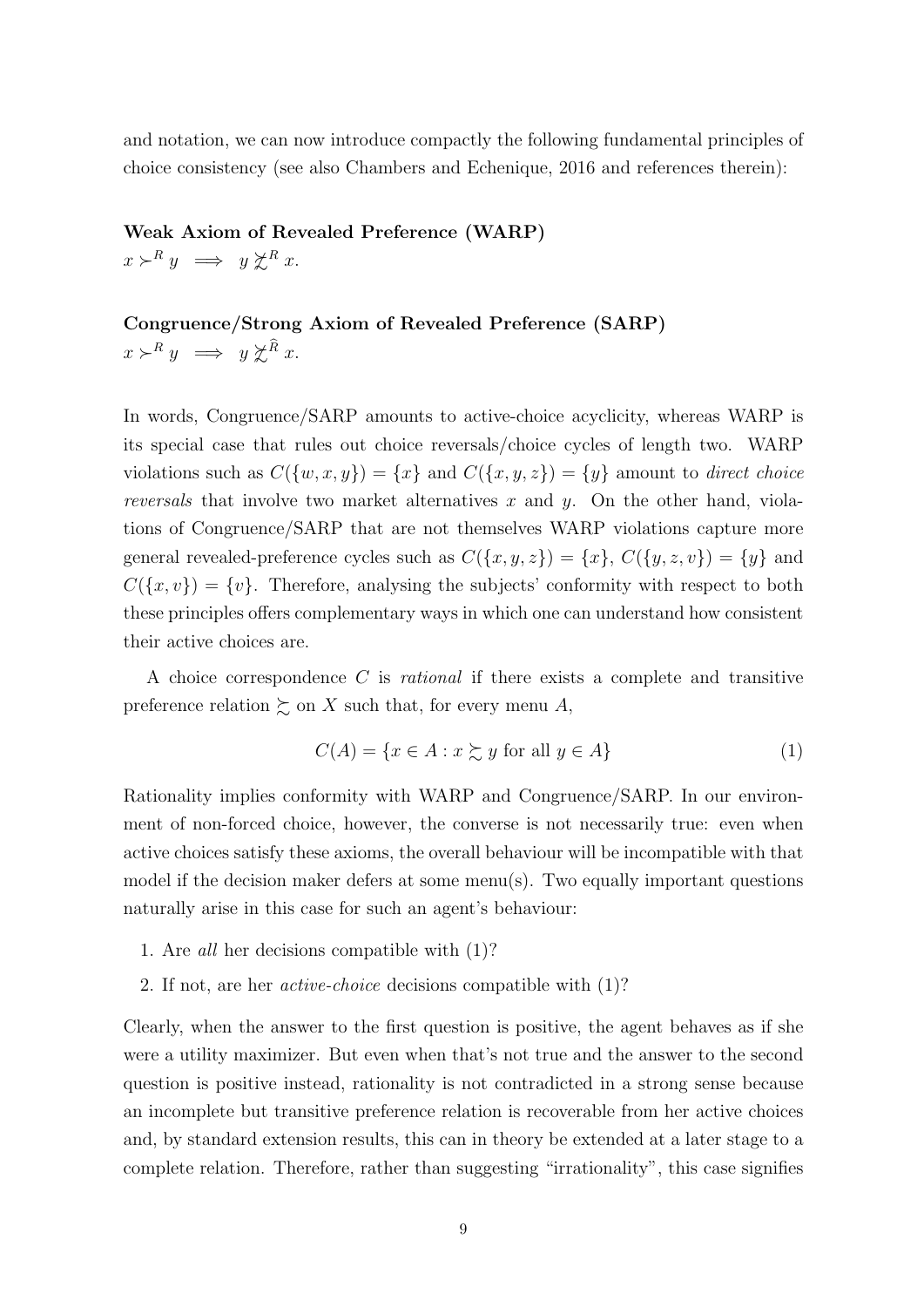and notation, we can now introduce compactly the following fundamental principles of choice consistency (see also Chambers and Echenique, 2016 and references therein):

**Weak Axiom of Revealed Preference (WARP)**
$x \succ^R y \implies y \not\succsim^R x$.

**Congruence/Strong Axiom of Revealed Preference (SARP)**
$x \succ^R y \implies y \not\succsim^{\widehat{R}} x$.

In words, Congruence/SARP amounts to active-choice acyclicity, whereas WARP is its special case that rules out choice reversals/choice cycles of length two. WARP violations such as $C(\{w, x, y\}) = \{x\}$ and $C(\{x, y, z\}) = \{y\}$ amount to *direct choice reversals* that involve two market alternatives $x$ and $y$. On the other hand, violations of Congruence/SARP that are not themselves WARP violations capture more general revealed-preference cycles such as $C(\{x, y, z\}) = \{x\}$, $C(\{y, z, v\}) = \{y\}$ and $C(\{x, v\}) = \{v\}$. Therefore, analysing the subjects' conformity with respect to both these principles offers complementary ways in which one can understand how consistent their active choices are.

A choice correspondence $C$ is *rational* if there exists a complete and transitive preference relation $\succsim$ on $X$ such that, for every menu $A$,

$$C(A) = \{x \in A : x \succsim y \text{ for all } y \in A\} \tag{1}$$

Rationality implies conformity with WARP and Congruence/SARP. In our environment of non-forced choice, however, the converse is not necessarily true: even when active choices satisfy these axioms, the overall behaviour will be incompatible with that model if the decision maker defers at some menu(s). Two equally important questions naturally arise in this case for such an agent's behaviour:

1. Are *all* her decisions compatible with (1)?
2. If not, are her *active-choice* decisions compatible with (1)?

Clearly, when the answer to the first question is positive, the agent behaves as if she were a utility maximizer. But even when that's not true and the answer to the second question is positive instead, rationality is not contradicted in a strong sense because an incomplete but transitive preference relation is recoverable from her active choices and, by standard extension results, this can in theory be extended at a later stage to a complete relation. Therefore, rather than suggesting "irrationality", this case signifies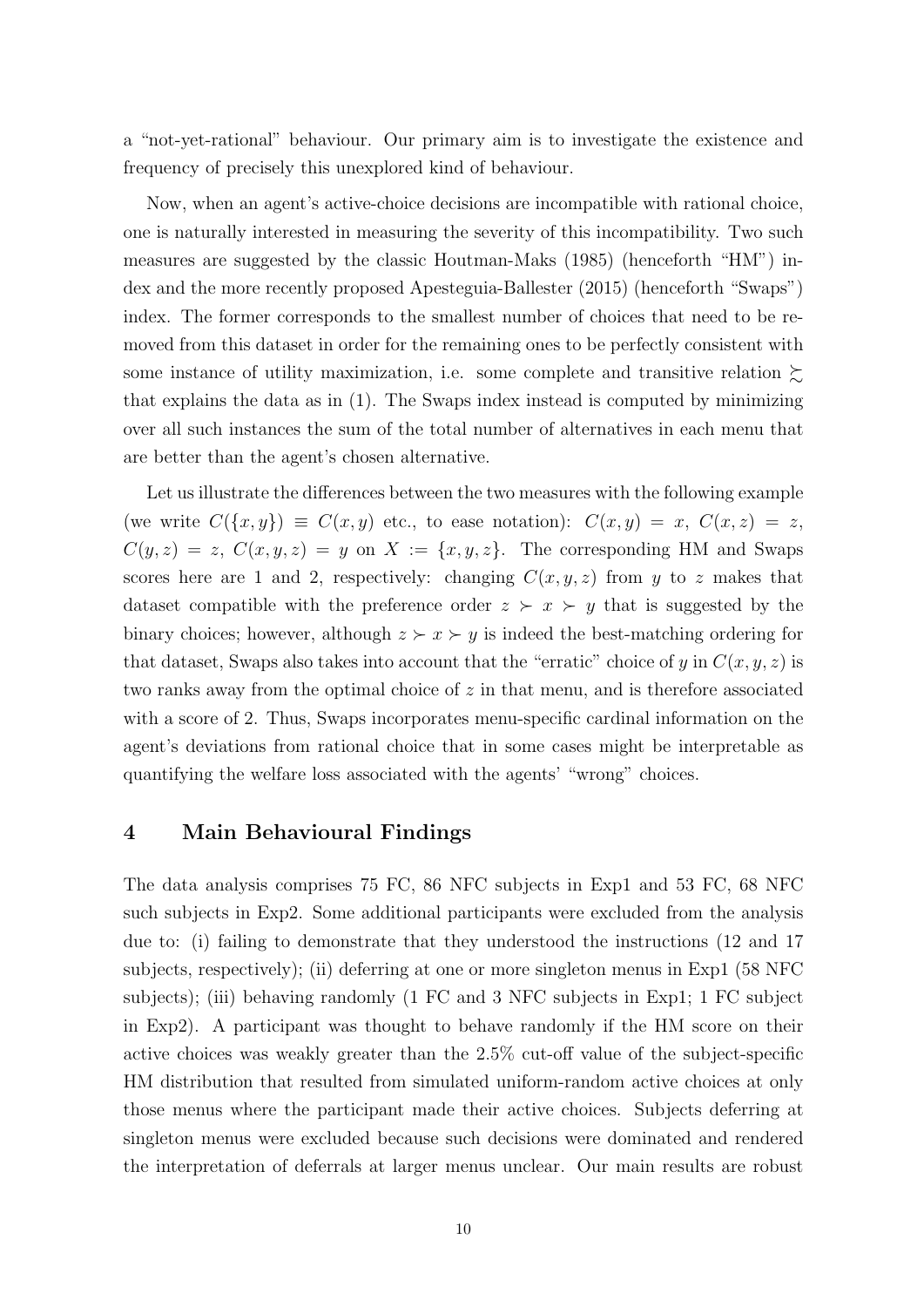a "not-yet-rational" behaviour. Our primary aim is to investigate the existence and frequency of precisely this unexplored kind of behaviour.

Now, when an agent's active-choice decisions are incompatible with rational choice, one is naturally interested in measuring the severity of this incompatibility. Two such measures are suggested by the classic Houtman-Maks (1985) (henceforth "HM") index and the more recently proposed Apesteguia-Ballester (2015) (henceforth "Swaps") index. The former corresponds to the smallest number of choices that need to be removed from this dataset in order for the remaining ones to be perfectly consistent with some instance of utility maximization, i.e. some complete and transitive relation $\succsim$ that explains the data as in (1). The Swaps index instead is computed by minimizing over all such instances the sum of the total number of alternatives in each menu that are better than the agent's chosen alternative.

Let us illustrate the differences between the two measures with the following example (we write $C(\{x, y\}) \equiv C(x, y)$ etc., to ease notation): $C(x, y) = x$, $C(x, z) = z$, $C(y, z) = z$, $C(x, y, z) = y$ on $X := \{x, y, z\}$. The corresponding HM and Swaps scores here are 1 and 2, respectively: changing $C(x, y, z)$ from $y$ to $z$ makes that dataset compatible with the preference order $z \succ x \succ y$ that is suggested by the binary choices; however, although $z \succ x \succ y$ is indeed the best-matching ordering for that dataset, Swaps also takes into account that the "erratic" choice of $y$ in $C(x, y, z)$ is two ranks away from the optimal choice of $z$ in that menu, and is therefore associated with a score of 2. Thus, Swaps incorporates menu-specific cardinal information on the agent's deviations from rational choice that in some cases might be interpretable as quantifying the welfare loss associated with the agents' "wrong" choices.

## 4 Main Behavioural Findings

The data analysis comprises 75 FC, 86 NFC subjects in Exp1 and 53 FC, 68 NFC such subjects in Exp2. Some additional participants were excluded from the analysis due to: (i) failing to demonstrate that they understood the instructions (12 and 17 subjects, respectively); (ii) deferring at one or more singleton menus in Exp1 (58 NFC subjects); (iii) behaving randomly (1 FC and 3 NFC subjects in Exp1; 1 FC subject in Exp2). A participant was thought to behave randomly if the HM score on their active choices was weakly greater than the 2.5% cut-off value of the subject-specific HM distribution that resulted from simulated uniform-random active choices at only those menus where the participant made their active choices. Subjects deferring at singleton menus were excluded because such decisions were dominated and rendered the interpretation of deferrals at larger menus unclear. Our main results are robust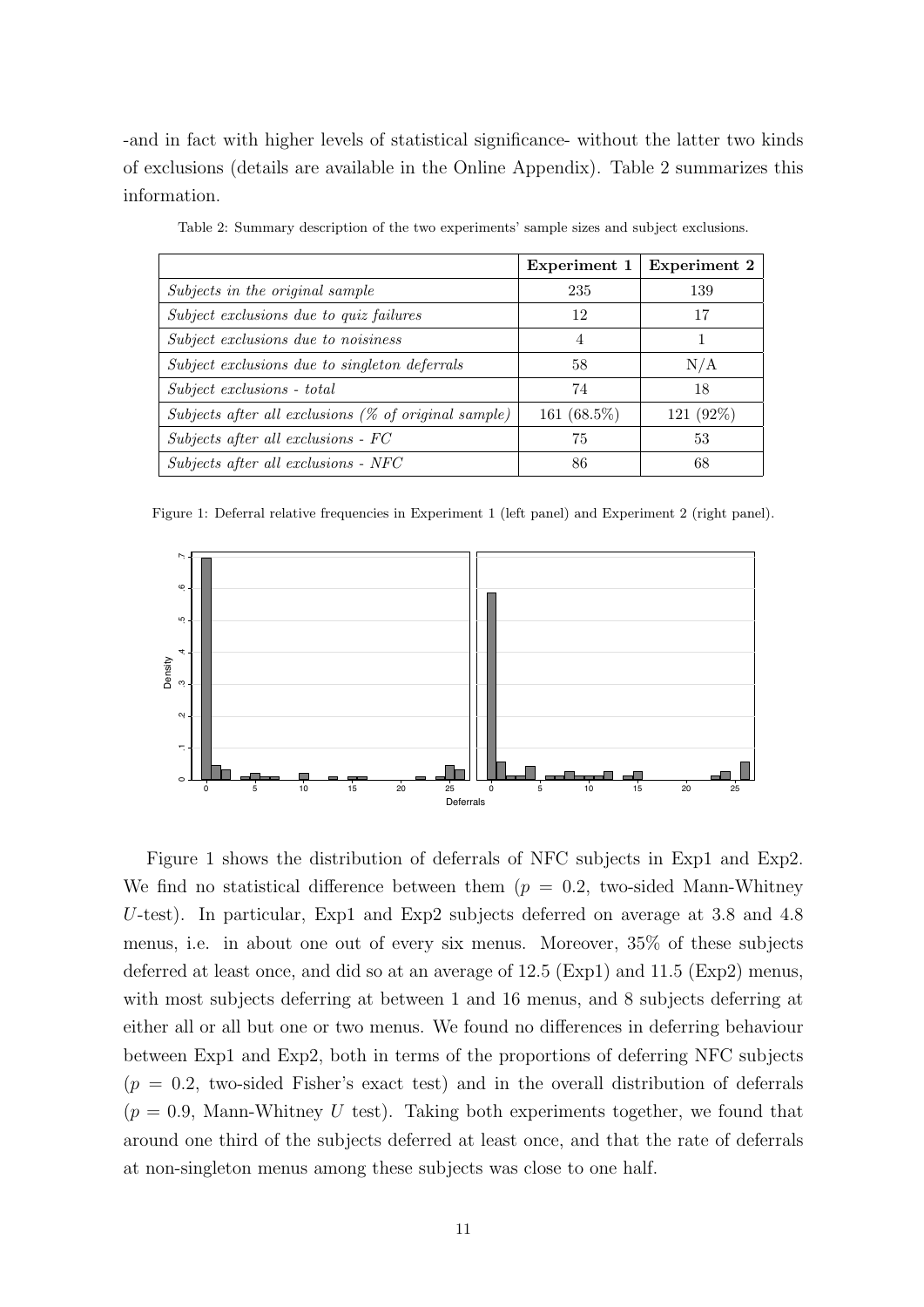-and in fact with higher levels of statistical significance- without the latter two kinds of exclusions (details are available in the Online Appendix). Table 2 summarizes this information.

Table 2: Summary description of the two experiments' sample sizes and subject exclusions.

| | **Experiment 1** | **Experiment 2** |
|---|---|---|
| *Subjects in the original sample* | 235 | 139 |
| *Subject exclusions due to quiz failures* | 12 | 17 |
| *Subject exclusions due to noisiness* | 4 | 1 |
| *Subject exclusions due to singleton deferrals* | 58 | N/A |
| *Subject exclusions - total* | 74 | 18 |
| *Subjects after all exclusions (% of original sample)* | 161 (68.5%) | 121 (92%) |
| *Subjects after all exclusions - FC* | 75 | 53 |
| *Subjects after all exclusions - NFC* | 86 | 68 |

Figure 1: Deferral relative frequencies in Experiment 1 (left panel) and Experiment 2 (right panel).

Figure 1 shows the distribution of deferrals of NFC subjects in Exp1 and Exp2. We find no statistical difference between them ($p = 0.2$, two-sided Mann-Whitney $U$-test). In particular, Exp1 and Exp2 subjects deferred on average at 3.8 and 4.8 menus, i.e. in about one out of every six menus. Moreover, 35% of these subjects deferred at least once, and did so at an average of 12.5 (Exp1) and 11.5 (Exp2) menus, with most subjects deferring at between 1 and 16 menus, and 8 subjects deferring at either all or all but one or two menus. We found no differences in deferring behaviour between Exp1 and Exp2, both in terms of the proportions of deferring NFC subjects ($p = 0.2$, two-sided Fisher's exact test) and in the overall distribution of deferrals ($p = 0.9$, Mann-Whitney $U$ test). Taking both experiments together, we found that around one third of the subjects deferred at least once, and that the rate of deferrals at non-singleton menus among these subjects was close to one half.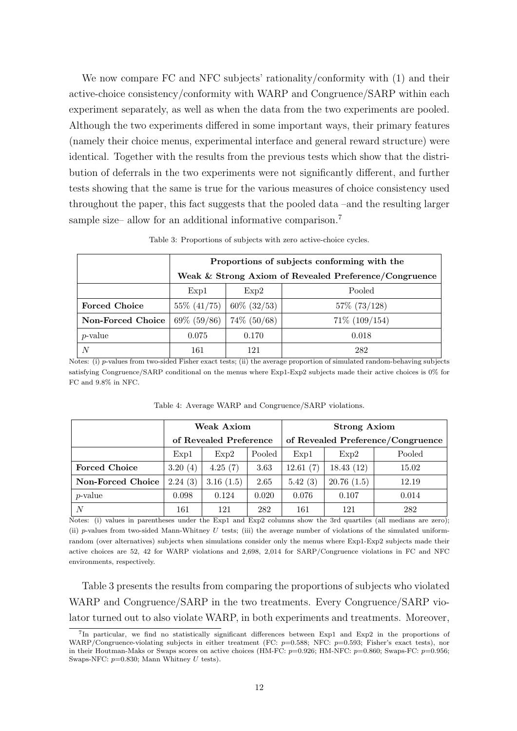We now compare FC and NFC subjects' rationality/conformity with (1) and their active-choice consistency/conformity with WARP and Congruence/SARP within each experiment separately, as well as when the data from the two experiments are pooled. Although the two experiments differed in some important ways, their primary features (namely their choice menus, experimental interface and general reward structure) were identical. Together with the results from the previous tests which show that the distribution of deferrals in the two experiments were not significantly different, and further tests showing that the same is true for the various measures of choice consistency used throughout the paper, this fact suggests that the pooled data –and the resulting larger sample size– allow for an additional informative comparison.[7]

Table 3: Proportions of subjects with zero active-choice cycles.

| | **Proportions of subjects conforming with the Weak & Strong Axiom of Revealed Preference/Congruence** | | |
|---|---|---|---|
| | Exp1 | Exp2 | Pooled |
| **Forced Choice** | 55% (41/75) | 60% (32/53) | 57% (73/128) |
| **Non-Forced Choice** | 69% (59/86) | 74% (50/68) | 71% (109/154) |
| *p*-value | 0.075 | 0.170 | 0.018 |
| *N* | 161 | 121 | 282 |

Notes: (i) *p*-values from two-sided Fisher exact tests; (ii) the average proportion of simulated random-behaving subjects satisfying Congruence/SARP conditional on the menus where Exp1-Exp2 subjects made their active choices is 0% for FC and 9.8% in NFC.

Table 4: Average WARP and Congruence/SARP violations.

| | **Weak Axiom of Revealed Preference** | | | **Strong Axiom of Revealed Preference/Congruence** | | |
|---|---|---|---|---|---|---|
| | Exp1 | Exp2 | Pooled | Exp1 | Exp2 | Pooled |
| **Forced Choice** | 3.20 (4) | 4.25 (7) | 3.63 | 12.61 (7) | 18.43 (12) | 15.02 |
| **Non-Forced Choice** | 2.24 (3) | 3.16 (1.5) | 2.65 | 5.42 (3) | 20.76 (1.5) | 12.19 |
| *p*-value | 0.098 | 0.124 | 0.020 | 0.076 | 0.107 | 0.014 |
| *N* | 161 | 121 | 282 | 161 | 121 | 282 |

Notes: (i) values in parentheses under the Exp1 and Exp2 columns show the 3rd quartiles (all medians are zero); (ii) *p*-values from two-sided Mann-Whitney *U* tests; (iii) the average number of violations of the simulated uniform-random (over alternatives) subjects when simulations consider only the menus where Exp1-Exp2 subjects made their active choices are 52, 42 for WARP violations and 2,698, 2,014 for SARP/Congruence violations in FC and NFC environments, respectively.

Table 3 presents the results from comparing the proportions of subjects who violated WARP and Congruence/SARP in the two treatments. Every Congruence/SARP violator turned out to also violate WARP, in both experiments and treatments. Moreover,

[7] In particular, we find no statistically significant differences between Exp1 and Exp2 in the proportions of WARP/Congruence-violating subjects in either treatment (FC: $p$=0.588; NFC: $p$=0.593; Fisher's exact tests), nor in their Houtman-Maks or Swaps scores on active choices (HM-FC: $p$=0.926; HM-NFC: $p$=0.860; Swaps-FC: $p$=0.956; Swaps-NFC: $p$=0.830; Mann Whitney $U$ tests).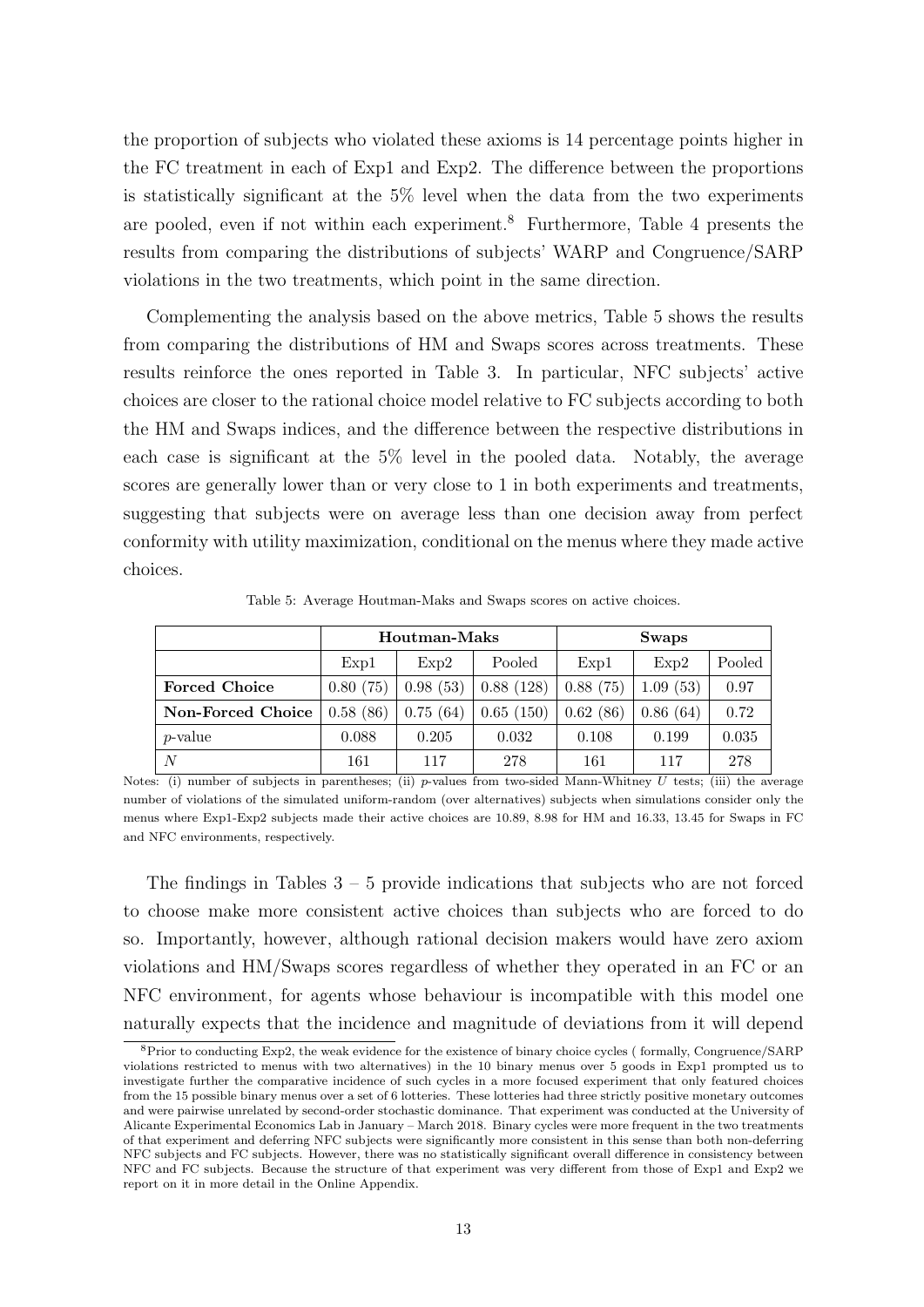the proportion of subjects who violated these axioms is 14 percentage points higher in the FC treatment in each of Exp1 and Exp2. The difference between the proportions is statistically significant at the 5% level when the data from the two experiments are pooled, even if not within each experiment.[8] Furthermore, Table 4 presents the results from comparing the distributions of subjects' WARP and Congruence/SARP violations in the two treatments, which point in the same direction.

Complementing the analysis based on the above metrics, Table 5 shows the results from comparing the distributions of HM and Swaps scores across treatments. These results reinforce the ones reported in Table 3. In particular, NFC subjects' active choices are closer to the rational choice model relative to FC subjects according to both the HM and Swaps indices, and the difference between the respective distributions in each case is significant at the 5% level in the pooled data. Notably, the average scores are generally lower than or very close to 1 in both experiments and treatments, suggesting that subjects were on average less than one decision away from perfect conformity with utility maximization, conditional on the menus where they made active choices.

Table 5: Average Houtman-Maks and Swaps scores on active choices.

| | **Houtman-Maks** | | | **Swaps** | | |
|---|---|---|---|---|---|---|
| | Exp1 | Exp2 | Pooled | Exp1 | Exp2 | Pooled |
| **Forced Choice** | 0.80 (75) | 0.98 (53) | 0.88 (128) | 0.88 (75) | 1.09 (53) | 0.97 |
| **Non-Forced Choice** | 0.58 (86) | 0.75 (64) | 0.65 (150) | 0.62 (86) | 0.86 (64) | 0.72 |
| *p*-value | 0.088 | 0.205 | 0.032 | 0.108 | 0.199 | 0.035 |
| $N$ | 161 | 117 | 278 | 161 | 117 | 278 |

Notes: (i) number of subjects in parentheses; (ii) *p*-values from two-sided Mann-Whitney $U$ tests; (iii) the average number of violations of the simulated uniform-random (over alternatives) subjects when simulations consider only the menus where Exp1-Exp2 subjects made their active choices are 10.89, 8.98 for HM and 16.33, 13.45 for Swaps in FC and NFC environments, respectively.

The findings in Tables 3 – 5 provide indications that subjects who are not forced to choose make more consistent active choices than subjects who are forced to do so. Importantly, however, although rational decision makers would have zero axiom violations and HM/Swaps scores regardless of whether they operated in an FC or an NFC environment, for agents whose behaviour is incompatible with this model one naturally expects that the incidence and magnitude of deviations from it will depend

[8] Prior to conducting Exp2, the weak evidence for the existence of binary choice cycles ( formally, Congruence/SARP violations restricted to menus with two alternatives) in the 10 binary menus over 5 goods in Exp1 prompted us to investigate further the comparative incidence of such cycles in a more focused experiment that only featured choices from the 15 possible binary menus over a set of 6 lotteries. These lotteries had three strictly positive monetary outcomes and were pairwise unrelated by second-order stochastic dominance. That experiment was conducted at the University of Alicante Experimental Economics Lab in January – March 2018. Binary cycles were more frequent in the two treatments of that experiment and deferring NFC subjects were significantly more consistent in this sense than both non-deferring NFC subjects and FC subjects. However, there was no statistically significant overall difference in consistency between NFC and FC subjects. Because the structure of that experiment was very different from those of Exp1 and Exp2 we report on it in more detail in the Online Appendix.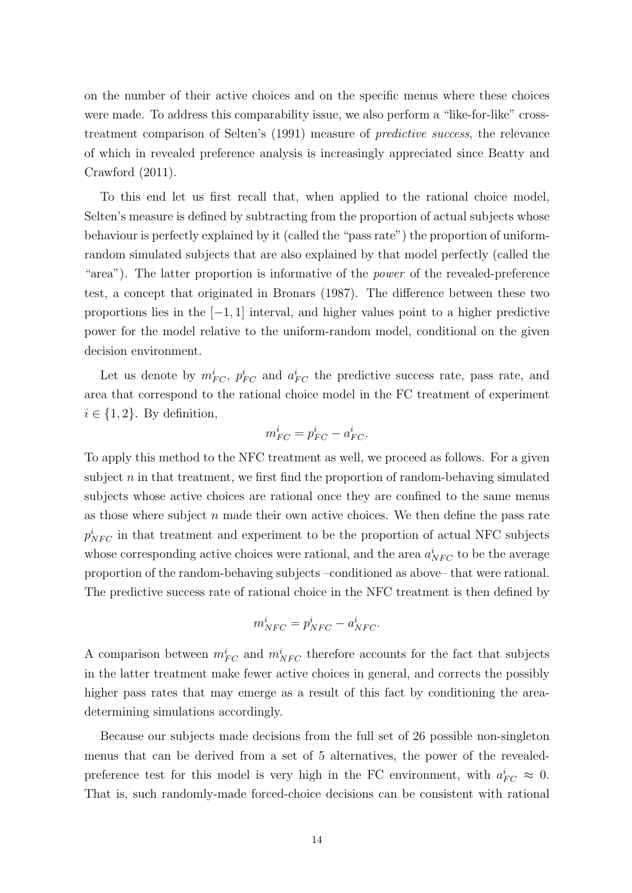on the number of their active choices and on the specific menus where these choices were made. To address this comparability issue, we also perform a "like-for-like" cross-treatment comparison of Selten's (1991) measure of *predictive success*, the relevance of which in revealed preference analysis is increasingly appreciated since Beatty and Crawford (2011).

To this end let us first recall that, when applied to the rational choice model, Selten's measure is defined by subtracting from the proportion of actual subjects whose behaviour is perfectly explained by it (called the "pass rate") the proportion of uniform-random simulated subjects that are also explained by that model perfectly (called the "area"). The latter proportion is informative of the *power* of the revealed-preference test, a concept that originated in Bronars (1987). The difference between these two proportions lies in the $[-1, 1]$ interval, and higher values point to a higher predictive power for the model relative to the uniform-random model, conditional on the given decision environment.

Let us denote by $m^i_{FC}$, $p^i_{FC}$ and $a^i_{FC}$ the predictive success rate, pass rate, and area that correspond to the rational choice model in the FC treatment of experiment $i \in \{1, 2\}$. By definition,

$$m^i_{FC} = p^i_{FC} - a^i_{FC}.$$

To apply this method to the NFC treatment as well, we proceed as follows. For a given subject $n$ in that treatment, we first find the proportion of random-behaving simulated subjects whose active choices are rational once they are confined to the same menus as those where subject $n$ made their own active choices. We then define the pass rate $p^i_{NFC}$ in that treatment and experiment to be the proportion of actual NFC subjects whose corresponding active choices were rational, and the area $a^i_{NFC}$ to be the average proportion of the random-behaving subjects –conditioned as above– that were rational. The predictive success rate of rational choice in the NFC treatment is then defined by

$$m^i_{NFC} = p^i_{NFC} - a^i_{NFC}.$$

A comparison between $m^i_{FC}$ and $m^i_{NFC}$ therefore accounts for the fact that subjects in the latter treatment make fewer active choices in general, and corrects the possibly higher pass rates that may emerge as a result of this fact by conditioning the area-determining simulations accordingly.

Because our subjects made decisions from the full set of 26 possible non-singleton menus that can be derived from a set of 5 alternatives, the power of the revealed-preference test for this model is very high in the FC environment, with $a^i_{FC} \approx 0$. That is, such randomly-made forced-choice decisions can be consistent with rational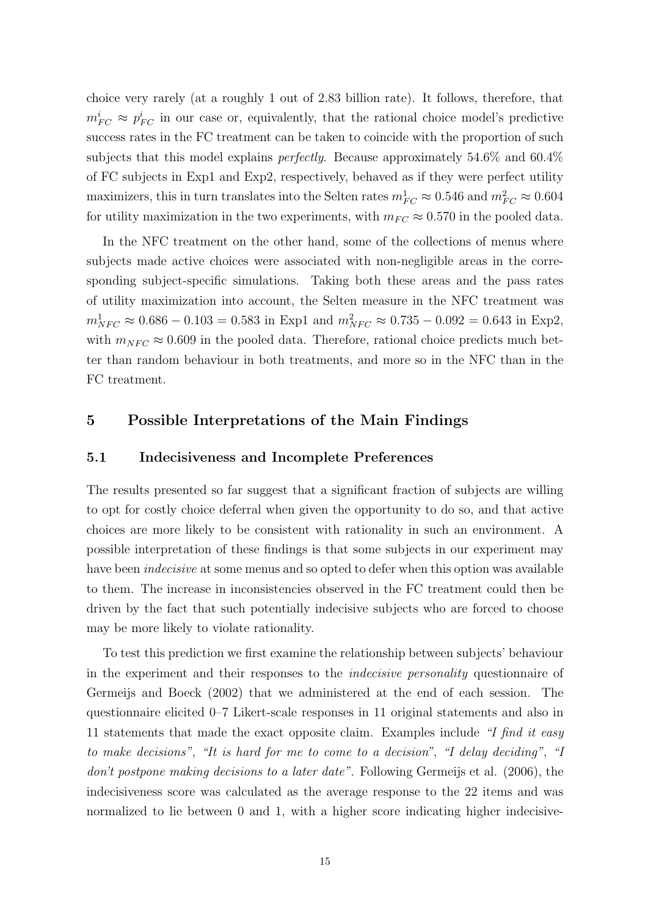choice very rarely (at a roughly 1 out of 2.83 billion rate). It follows, therefore, that $m^i_{FC} \approx p^i_{FC}$ in our case or, equivalently, that the rational choice model's predictive success rates in the FC treatment can be taken to coincide with the proportion of such subjects that this model explains *perfectly*. Because approximately 54.6% and 60.4% of FC subjects in Exp1 and Exp2, respectively, behaved as if they were perfect utility maximizers, this in turn translates into the Selten rates $m^1_{FC} \approx 0.546$ and $m^2_{FC} \approx 0.604$ for utility maximization in the two experiments, with $m_{FC} \approx 0.570$ in the pooled data.

In the NFC treatment on the other hand, some of the collections of menus where subjects made active choices were associated with non-negligible areas in the corresponding subject-specific simulations. Taking both these areas and the pass rates of utility maximization into account, the Selten measure in the NFC treatment was $m^1_{NFC} \approx 0.686 - 0.103 = 0.583$ in Exp1 and $m^2_{NFC} \approx 0.735 - 0.092 = 0.643$ in Exp2, with $m_{NFC} \approx 0.609$ in the pooled data. Therefore, rational choice predicts much better than random behaviour in both treatments, and more so in the NFC than in the FC treatment.

## 5 Possible Interpretations of the Main Findings

### 5.1 Indecisiveness and Incomplete Preferences

The results presented so far suggest that a significant fraction of subjects are willing to opt for costly choice deferral when given the opportunity to do so, and that active choices are more likely to be consistent with rationality in such an environment. A possible interpretation of these findings is that some subjects in our experiment may have been *indecisive* at some menus and so opted to defer when this option was available to them. The increase in inconsistencies observed in the FC treatment could then be driven by the fact that such potentially indecisive subjects who are forced to choose may be more likely to violate rationality.

To test this prediction we first examine the relationship between subjects' behaviour in the experiment and their responses to the *indecisive personality* questionnaire of Germeijs and Boeck (2002) that we administered at the end of each session. The questionnaire elicited 0–7 Likert-scale responses in 11 original statements and also in 11 statements that made the exact opposite claim. Examples include *"I find it easy to make decisions"*, *"It is hard for me to come to a decision"*, *"I delay deciding"*, *"I don't postpone making decisions to a later date"*. Following Germeijs et al. (2006), the indecisiveness score was calculated as the average response to the 22 items and was normalized to lie between 0 and 1, with a higher score indicating higher indecisive-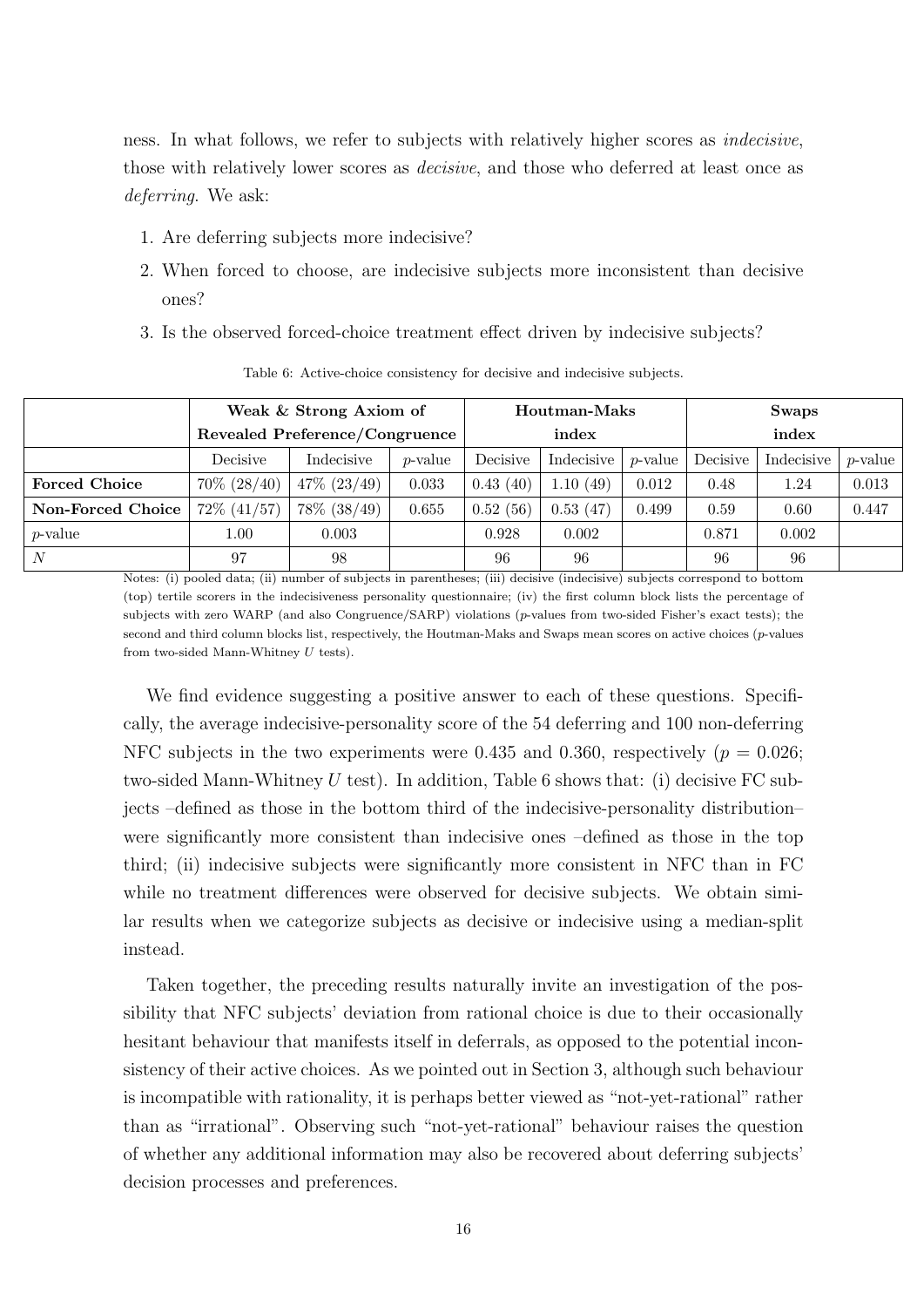ness. In what follows, we refer to subjects with relatively higher scores as *indecisive*, those with relatively lower scores as *decisive*, and those who deferred at least once as *deferring*. We ask:

1. Are deferring subjects more indecisive?
2. When forced to choose, are indecisive subjects more inconsistent than decisive ones?
3. Is the observed forced-choice treatment effect driven by indecisive subjects?

Table 6: Active-choice consistency for decisive and indecisive subjects.

| | **Weak & Strong Axiom of Revealed Preference/Congruence** | | | **Houtman-Maks index** | | | **Swaps index** | | |
|---|---|---|---|---|---|---|---|---|---|
| | Decisive | Indecisive | $p$-value | Decisive | Indecisive | $p$-value | Decisive | Indecisive | $p$-value |
| **Forced Choice** | 70% (28/40) | 47% (23/49) | 0.033 | 0.43 (40) | 1.10 (49) | 0.012 | 0.48 | 1.24 | 0.013 |
| **Non-Forced Choice** | 72% (41/57) | 78% (38/49) | 0.655 | 0.52 (56) | 0.53 (47) | 0.499 | 0.59 | 0.60 | 0.447 |
| $p$-value | 1.00 | 0.003 | | 0.928 | 0.002 | | 0.871 | 0.002 | |
| $N$ | 97 | 98 | | 96 | 96 | | 96 | 96 | |

Notes: (i) pooled data; (ii) number of subjects in parentheses; (iii) decisive (indecisive) subjects correspond to bottom (top) tertile scorers in the indecisiveness personality questionnaire; (iv) the first column block lists the percentage of subjects with zero WARP (and also Congruence/SARP) violations ($p$-values from two-sided Fisher's exact tests); the second and third column blocks list, respectively, the Houtman-Maks and Swaps mean scores on active choices ($p$-values from two-sided Mann-Whitney $U$ tests).

We find evidence suggesting a positive answer to each of these questions. Specifically, the average indecisive-personality score of the 54 deferring and 100 non-deferring NFC subjects in the two experiments were 0.435 and 0.360, respectively ($p = 0.026$; two-sided Mann-Whitney $U$ test). In addition, Table 6 shows that: (i) decisive FC subjects –defined as those in the bottom third of the indecisive-personality distribution– were significantly more consistent than indecisive ones –defined as those in the top third; (ii) indecisive subjects were significantly more consistent in NFC than in FC while no treatment differences were observed for decisive subjects. We obtain similar results when we categorize subjects as decisive or indecisive using a median-split instead.

Taken together, the preceding results naturally invite an investigation of the possibility that NFC subjects' deviation from rational choice is due to their occasionally hesitant behaviour that manifests itself in deferrals, as opposed to the potential inconsistency of their active choices. As we pointed out in Section 3, although such behaviour is incompatible with rationality, it is perhaps better viewed as "not-yet-rational" rather than as "irrational". Observing such "not-yet-rational" behaviour raises the question of whether any additional information may also be recovered about deferring subjects' decision processes and preferences.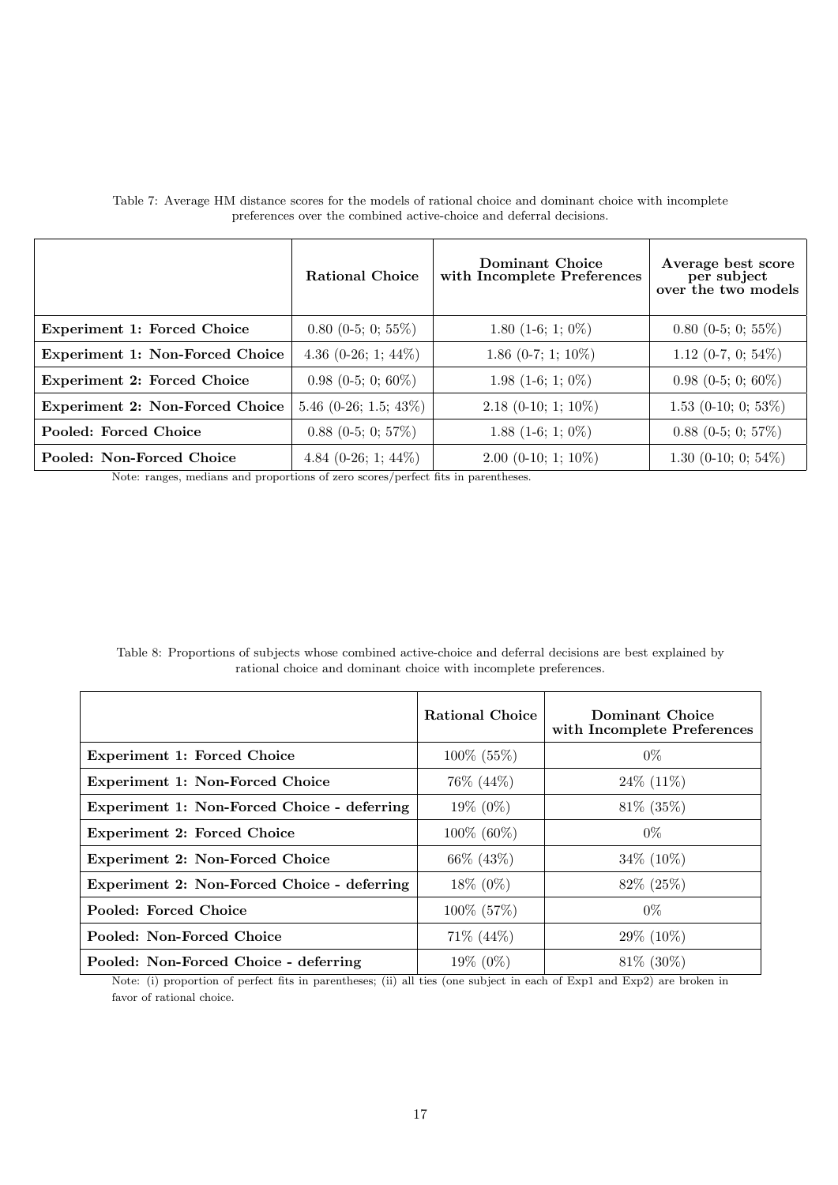Table 7: Average HM distance scores for the models of rational choice and dominant choice with incomplete preferences over the combined active-choice and deferral decisions.

| | **Rational Choice** | **Dominant Choice with Incomplete Preferences** | **Average best score per subject over the two models** |
|---|---|---|---|
| **Experiment 1: Forced Choice** | 0.80 (0-5; 0; 55%) | 1.80 (1-6; 1; 0%) | 0.80 (0-5; 0; 55%) |
| **Experiment 1: Non-Forced Choice** | 4.36 (0-26; 1; 44%) | 1.86 (0-7; 1; 10%) | 1.12 (0-7, 0; 54%) |
| **Experiment 2: Forced Choice** | 0.98 (0-5; 0; 60%) | 1.98 (1-6; 1; 0%) | 0.98 (0-5; 0; 60%) |
| **Experiment 2: Non-Forced Choice** | 5.46 (0-26; 1.5; 43%) | 2.18 (0-10; 1; 10%) | 1.53 (0-10; 0; 53%) |
| **Pooled: Forced Choice** | 0.88 (0-5; 0; 57%) | 1.88 (1-6; 1; 0%) | 0.88 (0-5; 0; 57%) |
| **Pooled: Non-Forced Choice** | 4.84 (0-26; 1; 44%) | 2.00 (0-10; 1; 10%) | 1.30 (0-10; 0; 54%) |

Note: ranges, medians and proportions of zero scores/perfect fits in parentheses.

Table 8: Proportions of subjects whose combined active-choice and deferral decisions are best explained by rational choice and dominant choice with incomplete preferences.

| | **Rational Choice** | **Dominant Choice with Incomplete Preferences** |
|---|---|---|
| **Experiment 1: Forced Choice** | 100% (55%) | 0% |
| **Experiment 1: Non-Forced Choice** | 76% (44%) | 24% (11%) |
| **Experiment 1: Non-Forced Choice - deferring** | 19% (0%) | 81% (35%) |
| **Experiment 2: Forced Choice** | 100% (60%) | 0% |
| **Experiment 2: Non-Forced Choice** | 66% (43%) | 34% (10%) |
| **Experiment 2: Non-Forced Choice - deferring** | 18% (0%) | 82% (25%) |
| **Pooled: Forced Choice** | 100% (57%) | 0% |
| **Pooled: Non-Forced Choice** | 71% (44%) | 29% (10%) |
| **Pooled: Non-Forced Choice - deferring** | 19% (0%) | 81% (30%) |

Note: (i) proportion of perfect fits in parentheses; (ii) all ties (one subject in each of Exp1 and Exp2) are broken in favor of rational choice.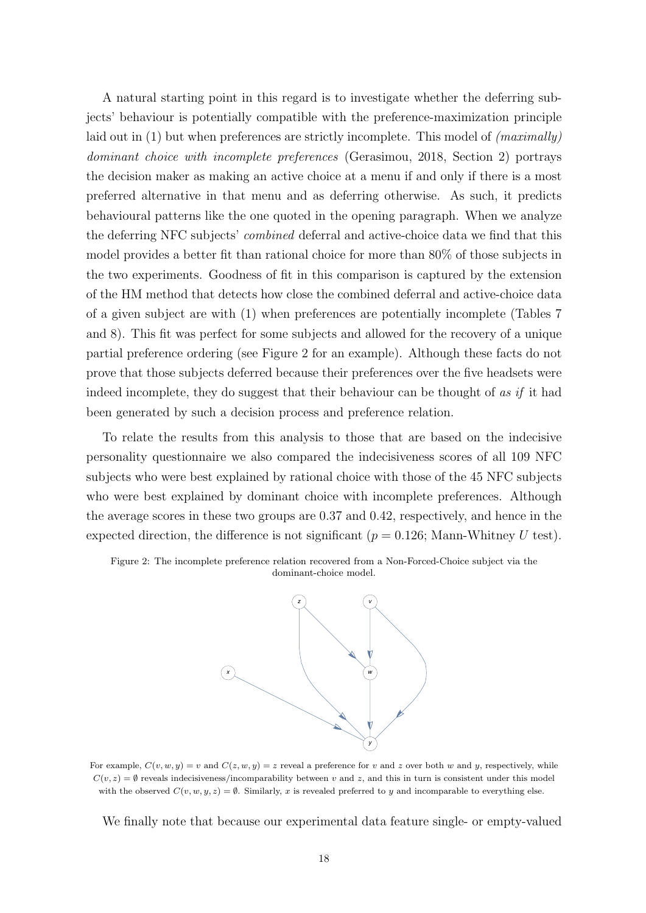A natural starting point in this regard is to investigate whether the deferring subjects' behaviour is potentially compatible with the preference-maximization principle laid out in (1) but when preferences are strictly incomplete. This model of *(maximally) dominant choice with incomplete preferences* (Gerasimou, 2018, Section 2) portrays the decision maker as making an active choice at a menu if and only if there is a most preferred alternative in that menu and as deferring otherwise. As such, it predicts behavioural patterns like the one quoted in the opening paragraph. When we analyze the deferring NFC subjects' *combined* deferral and active-choice data we find that this model provides a better fit than rational choice for more than 80% of those subjects in the two experiments. Goodness of fit in this comparison is captured by the extension of the HM method that detects how close the combined deferral and active-choice data of a given subject are with (1) when preferences are potentially incomplete (Tables 7 and 8). This fit was perfect for some subjects and allowed for the recovery of a unique partial preference ordering (see Figure 2 for an example). Although these facts do not prove that those subjects deferred because their preferences over the five headsets were indeed incomplete, they do suggest that their behaviour can be thought of *as if* it had been generated by such a decision process and preference relation.

To relate the results from this analysis to those that are based on the indecisive personality questionnaire we also compared the indecisiveness scores of all 109 NFC subjects who were best explained by rational choice with those of the 45 NFC subjects who were best explained by dominant choice with incomplete preferences. Although the average scores in these two groups are 0.37 and 0.42, respectively, and hence in the expected direction, the difference is not significant ($p = 0.126$; Mann-Whitney $U$ test).

Figure 2: The incomplete preference relation recovered from a Non-Forced-Choice subject via the dominant-choice model.

For example, $C(v, w, y) = v$ and $C(z, w, y) = z$ reveal a preference for $v$ and $z$ over both $w$ and $y$, respectively, while $C(v, z) = \emptyset$ reveals indecisiveness/incomparability between $v$ and $z$, and this in turn is consistent under this model with the observed $C(v, w, y, z) = \emptyset$. Similarly, $x$ is revealed preferred to $y$ and incomparable to everything else.

We finally note that because our experimental data feature single- or empty-valued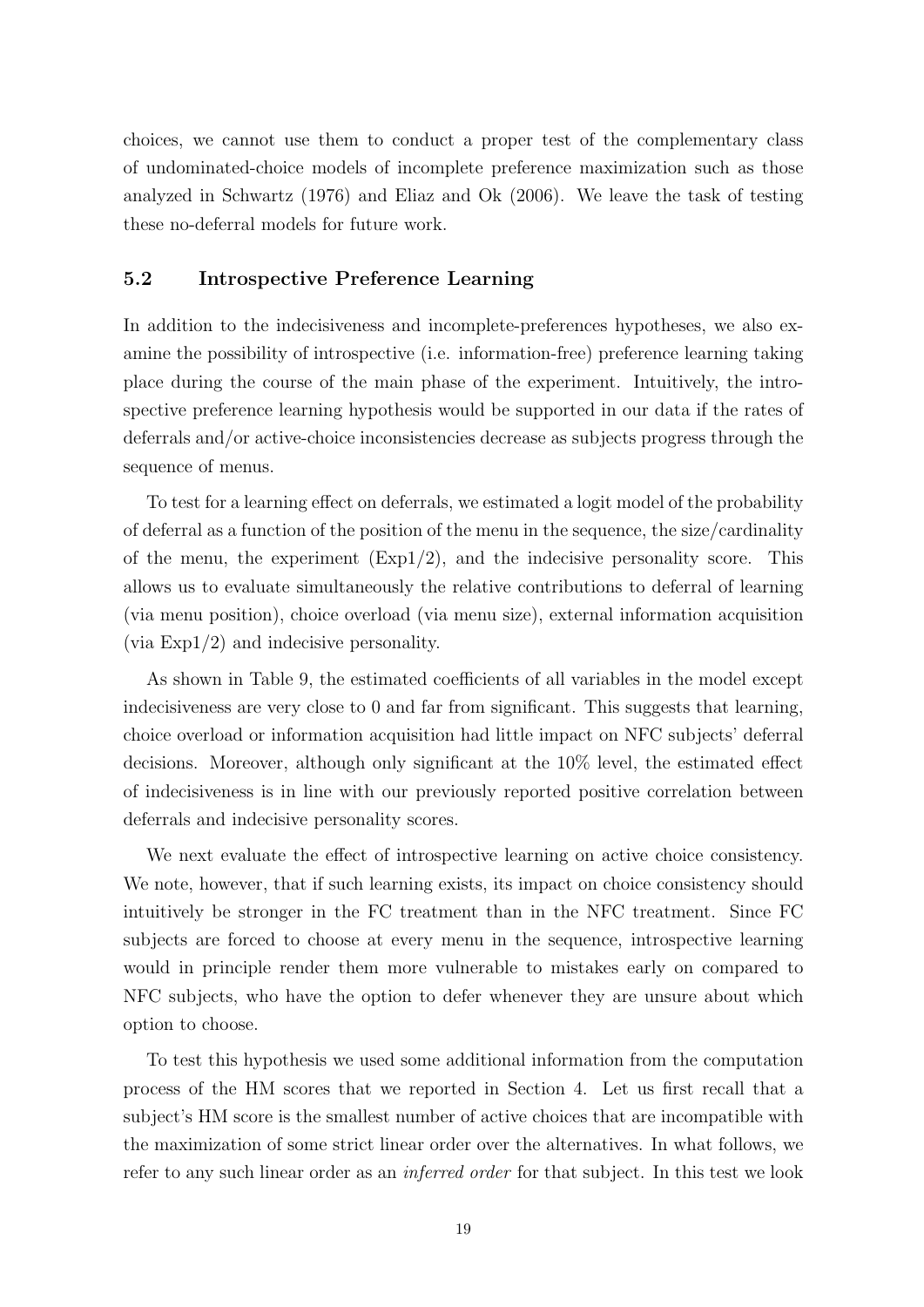choices, we cannot use them to conduct a proper test of the complementary class of undominated-choice models of incomplete preference maximization such as those analyzed in Schwartz (1976) and Eliaz and Ok (2006). We leave the task of testing these no-deferral models for future work.

### 5.2 Introspective Preference Learning

In addition to the indecisiveness and incomplete-preferences hypotheses, we also examine the possibility of introspective (i.e. information-free) preference learning taking place during the course of the main phase of the experiment. Intuitively, the introspective preference learning hypothesis would be supported in our data if the rates of deferrals and/or active-choice inconsistencies decrease as subjects progress through the sequence of menus.

To test for a learning effect on deferrals, we estimated a logit model of the probability of deferral as a function of the position of the menu in the sequence, the size/cardinality of the menu, the experiment (Exp1/2), and the indecisive personality score. This allows us to evaluate simultaneously the relative contributions to deferral of learning (via menu position), choice overload (via menu size), external information acquisition (via Exp1/2) and indecisive personality.

As shown in Table 9, the estimated coefficients of all variables in the model except indecisiveness are very close to 0 and far from significant. This suggests that learning, choice overload or information acquisition had little impact on NFC subjects' deferral decisions. Moreover, although only significant at the 10% level, the estimated effect of indecisiveness is in line with our previously reported positive correlation between deferrals and indecisive personality scores.

We next evaluate the effect of introspective learning on active choice consistency. We note, however, that if such learning exists, its impact on choice consistency should intuitively be stronger in the FC treatment than in the NFC treatment. Since FC subjects are forced to choose at every menu in the sequence, introspective learning would in principle render them more vulnerable to mistakes early on compared to NFC subjects, who have the option to defer whenever they are unsure about which option to choose.

To test this hypothesis we used some additional information from the computation process of the HM scores that we reported in Section 4. Let us first recall that a subject's HM score is the smallest number of active choices that are incompatible with the maximization of some strict linear order over the alternatives. In what follows, we refer to any such linear order as an *inferred order* for that subject. In this test we look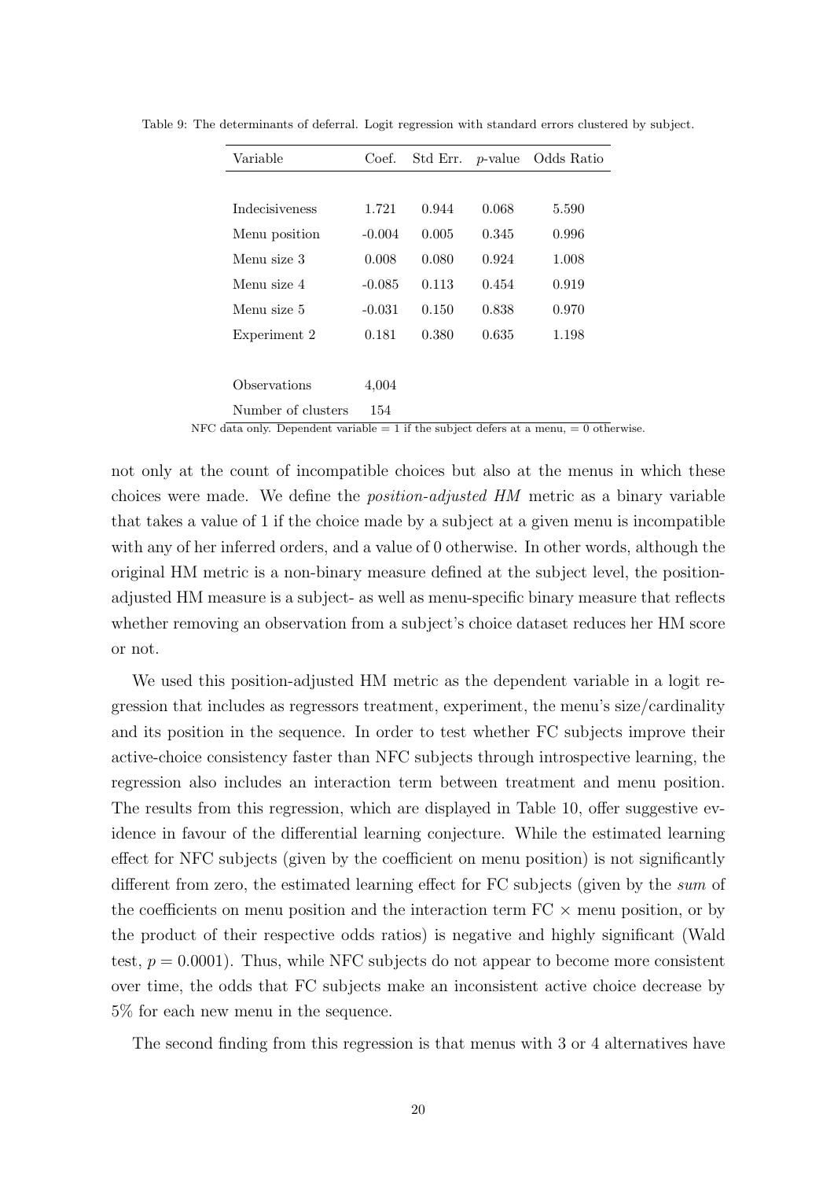Table 9: The determinants of deferral. Logit regression with standard errors clustered by subject.

| Variable | Coef. | Std Err. | $p$-value | Odds Ratio |
|---|---|---|---|---|
| Indecisiveness | 1.721 | 0.944 | 0.068 | 5.590 |
| Menu position | -0.004 | 0.005 | 0.345 | 0.996 |
| Menu size 3 | 0.008 | 0.080 | 0.924 | 1.008 |
| Menu size 4 | -0.085 | 0.113 | 0.454 | 0.919 |
| Menu size 5 | -0.031 | 0.150 | 0.838 | 0.970 |
| Experiment 2 | 0.181 | 0.380 | 0.635 | 1.198 |
| Observations | 4,004 | | | |
| Number of clusters | 154 | | | |

NFC data only. Dependent variable = 1 if the subject defers at a menu, = 0 otherwise.

not only at the count of incompatible choices but also at the menus in which these choices were made. We define the *position-adjusted HM* metric as a binary variable that takes a value of 1 if the choice made by a subject at a given menu is incompatible with any of her inferred orders, and a value of 0 otherwise. In other words, although the original HM metric is a non-binary measure defined at the subject level, the position-adjusted HM measure is a subject- as well as menu-specific binary measure that reflects whether removing an observation from a subject's choice dataset reduces her HM score or not.

We used this position-adjusted HM metric as the dependent variable in a logit regression that includes as regressors treatment, experiment, the menu's size/cardinality and its position in the sequence. In order to test whether FC subjects improve their active-choice consistency faster than NFC subjects through introspective learning, the regression also includes an interaction term between treatment and menu position. The results from this regression, which are displayed in Table 10, offer suggestive evidence in favour of the differential learning conjecture. While the estimated learning effect for NFC subjects (given by the coefficient on menu position) is not significantly different from zero, the estimated learning effect for FC subjects (given by the *sum* of the coefficients on menu position and the interaction term FC $\times$ menu position, or by the product of their respective odds ratios) is negative and highly significant (Wald test, $p = 0.0001$). Thus, while NFC subjects do not appear to become more consistent over time, the odds that FC subjects make an inconsistent active choice decrease by 5% for each new menu in the sequence.

The second finding from this regression is that menus with 3 or 4 alternatives have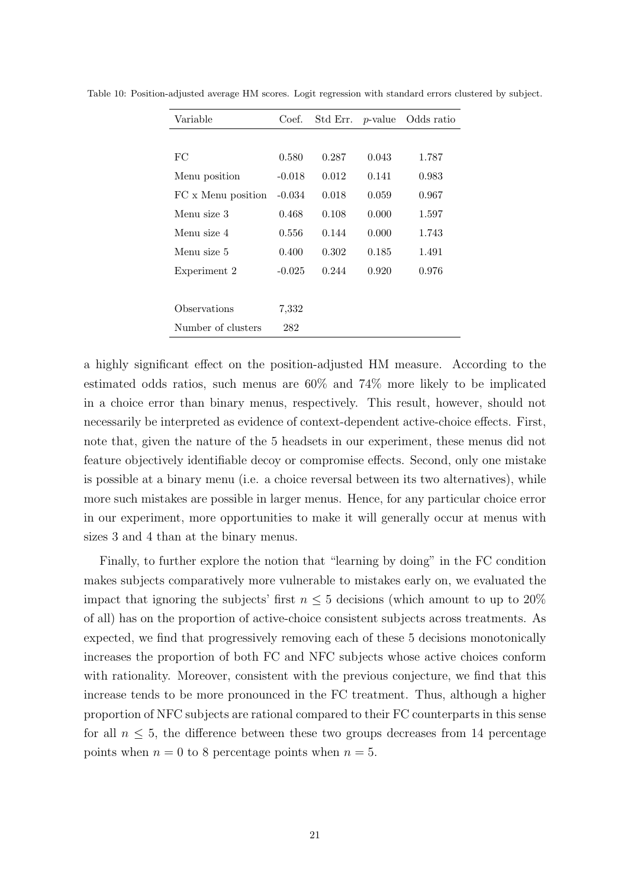Table 10: Position-adjusted average HM scores. Logit regression with standard errors clustered by subject.

| Variable | Coef. | Std Err. | $p$-value | Odds ratio |
|---|---|---|---|---|
| FC | 0.580 | 0.287 | 0.043 | 1.787 |
| Menu position | -0.018 | 0.012 | 0.141 | 0.983 |
| FC x Menu position | -0.034 | 0.018 | 0.059 | 0.967 |
| Menu size 3 | 0.468 | 0.108 | 0.000 | 1.597 |
| Menu size 4 | 0.556 | 0.144 | 0.000 | 1.743 |
| Menu size 5 | 0.400 | 0.302 | 0.185 | 1.491 |
| Experiment 2 | -0.025 | 0.244 | 0.920 | 0.976 |
| Observations | 7,332 | | | |
| Number of clusters | 282 | | | |

a highly significant effect on the position-adjusted HM measure. According to the estimated odds ratios, such menus are 60% and 74% more likely to be implicated in a choice error than binary menus, respectively. This result, however, should not necessarily be interpreted as evidence of context-dependent active-choice effects. First, note that, given the nature of the 5 headsets in our experiment, these menus did not feature objectively identifiable decoy or compromise effects. Second, only one mistake is possible at a binary menu (i.e. a choice reversal between its two alternatives), while more such mistakes are possible in larger menus. Hence, for any particular choice error in our experiment, more opportunities to make it will generally occur at menus with sizes 3 and 4 than at the binary menus.

Finally, to further explore the notion that "learning by doing" in the FC condition makes subjects comparatively more vulnerable to mistakes early on, we evaluated the impact that ignoring the subjects' first $n \leq 5$ decisions (which amount to up to 20% of all) has on the proportion of active-choice consistent subjects across treatments. As expected, we find that progressively removing each of these 5 decisions monotonically increases the proportion of both FC and NFC subjects whose active choices conform with rationality. Moreover, consistent with the previous conjecture, we find that this increase tends to be more pronounced in the FC treatment. Thus, although a higher proportion of NFC subjects are rational compared to their FC counterparts in this sense for all $n \leq 5$, the difference between these two groups decreases from 14 percentage points when $n = 0$ to 8 percentage points when $n = 5$.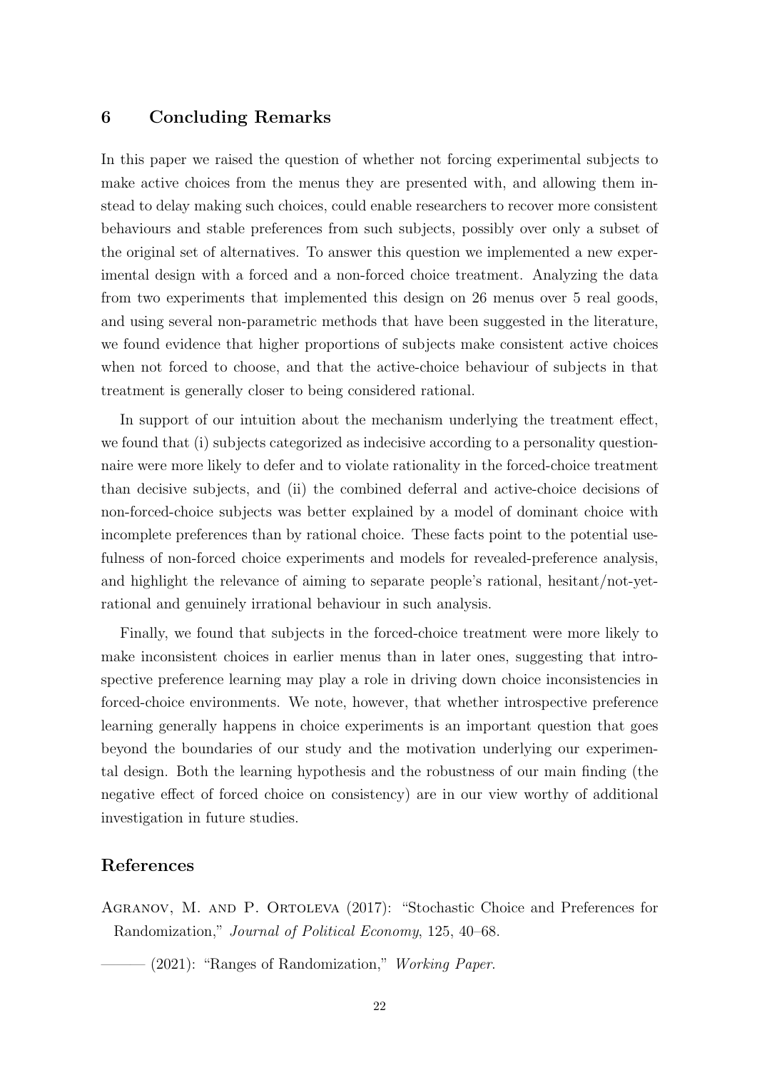## 6 Concluding Remarks

In this paper we raised the question of whether not forcing experimental subjects to make active choices from the menus they are presented with, and allowing them instead to delay making such choices, could enable researchers to recover more consistent behaviours and stable preferences from such subjects, possibly over only a subset of the original set of alternatives. To answer this question we implemented a new experimental design with a forced and a non-forced choice treatment. Analyzing the data from two experiments that implemented this design on 26 menus over 5 real goods, and using several non-parametric methods that have been suggested in the literature, we found evidence that higher proportions of subjects make consistent active choices when not forced to choose, and that the active-choice behaviour of subjects in that treatment is generally closer to being considered rational.

In support of our intuition about the mechanism underlying the treatment effect, we found that (i) subjects categorized as indecisive according to a personality questionnaire were more likely to defer and to violate rationality in the forced-choice treatment than decisive subjects, and (ii) the combined deferral and active-choice decisions of non-forced-choice subjects was better explained by a model of dominant choice with incomplete preferences than by rational choice. These facts point to the potential usefulness of non-forced choice experiments and models for revealed-preference analysis, and highlight the relevance of aiming to separate people's rational, hesitant/not-yet-rational and genuinely irrational behaviour in such analysis.

Finally, we found that subjects in the forced-choice treatment were more likely to make inconsistent choices in earlier menus than in later ones, suggesting that introspective preference learning may play a role in driving down choice inconsistencies in forced-choice environments. We note, however, that whether introspective preference learning generally happens in choice experiments is an important question that goes beyond the boundaries of our study and the motivation underlying our experimental design. Both the learning hypothesis and the robustness of our main finding (the negative effect of forced choice on consistency) are in our view worthy of additional investigation in future studies.

## References

Agranov, M. and P. Ortoleva (2017): "Stochastic Choice and Preferences for Randomization," *Journal of Political Economy*, 125, 40–68.

——— (2021): "Ranges of Randomization," *Working Paper*.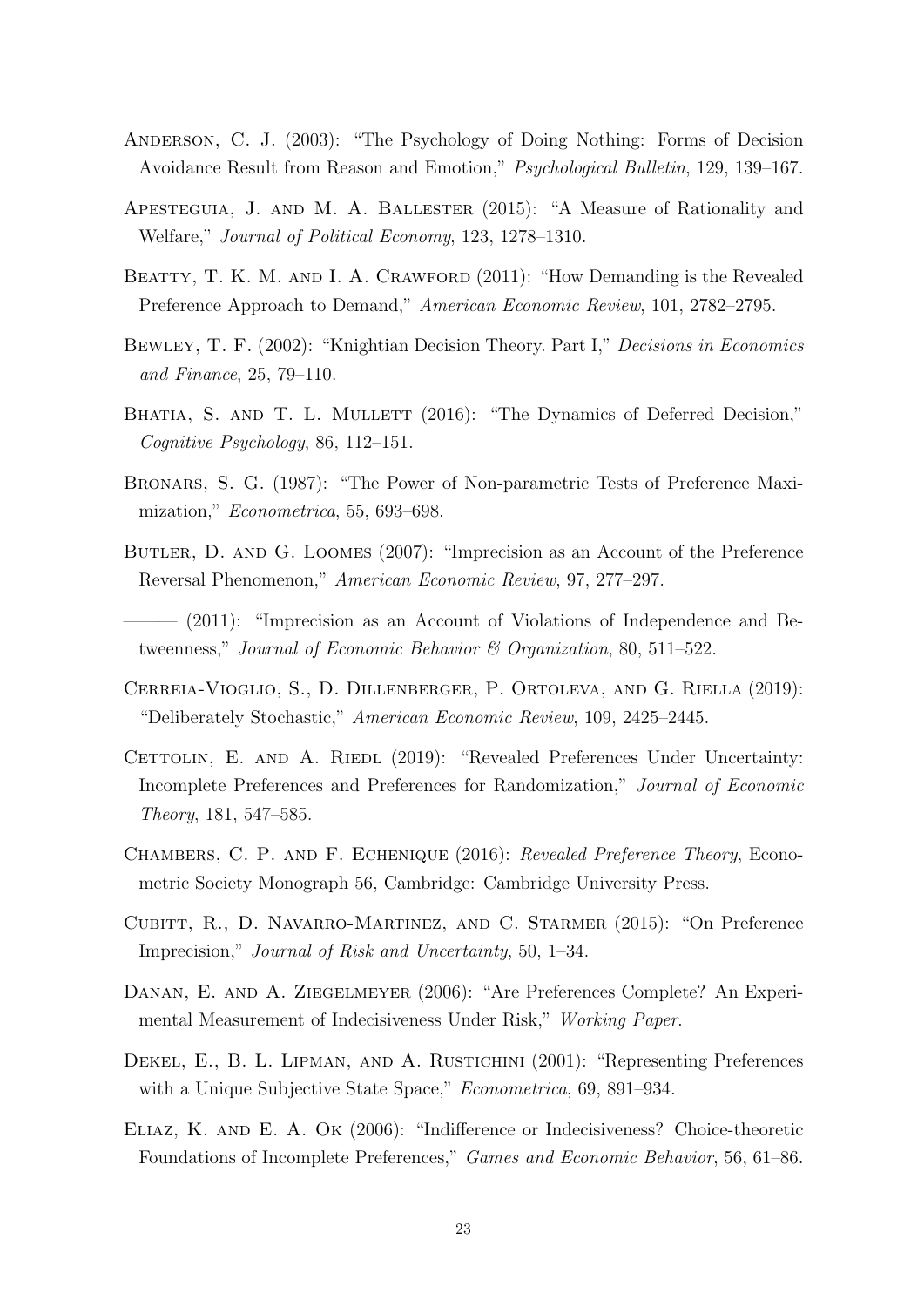Anderson, C. J. (2003): "The Psychology of Doing Nothing: Forms of Decision Avoidance Result from Reason and Emotion," *Psychological Bulletin*, 129, 139–167.

Apesteguia, J. and M. A. Ballester (2015): "A Measure of Rationality and Welfare," *Journal of Political Economy*, 123, 1278–1310.

Beatty, T. K. M. and I. A. Crawford (2011): "How Demanding is the Revealed Preference Approach to Demand," *American Economic Review*, 101, 2782–2795.

Bewley, T. F. (2002): "Knightian Decision Theory. Part I," *Decisions in Economics and Finance*, 25, 79–110.

Bhatia, S. and T. L. Mullett (2016): "The Dynamics of Deferred Decision," *Cognitive Psychology*, 86, 112–151.

Bronars, S. G. (1987): "The Power of Non-parametric Tests of Preference Maximization," *Econometrica*, 55, 693–698.

Butler, D. and G. Loomes (2007): "Imprecision as an Account of the Preference Reversal Phenomenon," *American Economic Review*, 97, 277–297.

——— (2011): "Imprecision as an Account of Violations of Independence and Betweenness," *Journal of Economic Behavior & Organization*, 80, 511–522.

Cerreia-Vioglio, S., D. Dillenberger, P. Ortoleva, and G. Riella (2019): "Deliberately Stochastic," *American Economic Review*, 109, 2425–2445.

Cettolin, E. and A. Riedl (2019): "Revealed Preferences Under Uncertainty: Incomplete Preferences and Preferences for Randomization," *Journal of Economic Theory*, 181, 547–585.

Chambers, C. P. and F. Echenique (2016): *Revealed Preference Theory*, Econometric Society Monograph 56, Cambridge: Cambridge University Press.

Cubitt, R., D. Navarro-Martinez, and C. Starmer (2015): "On Preference Imprecision," *Journal of Risk and Uncertainty*, 50, 1–34.

Danan, E. and A. Ziegelmeyer (2006): "Are Preferences Complete? An Experimental Measurement of Indecisiveness Under Risk," *Working Paper*.

Dekel, E., B. L. Lipman, and A. Rustichini (2001): "Representing Preferences with a Unique Subjective State Space," *Econometrica*, 69, 891–934.

Eliaz, K. and E. A. Ok (2006): "Indifference or Indecisiveness? Choice-theoretic Foundations of Incomplete Preferences," *Games and Economic Behavior*, 56, 61–86.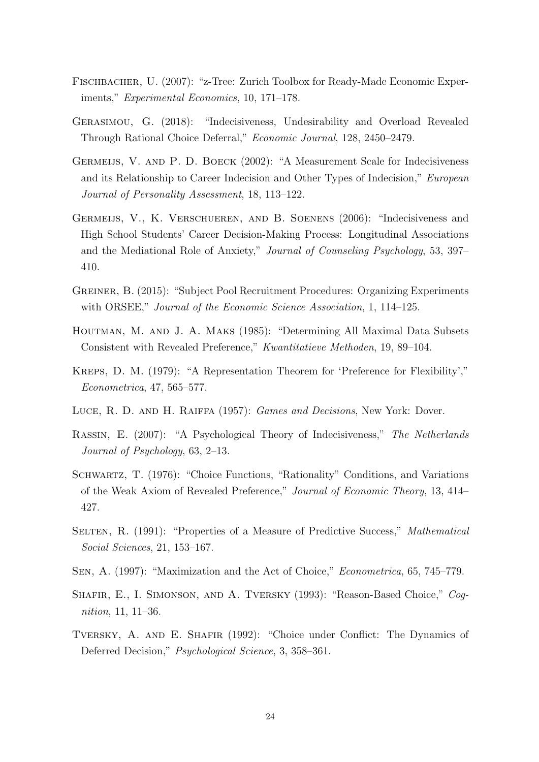Fischbacher, U. (2007): "z-Tree: Zurich Toolbox for Ready-Made Economic Experiments," *Experimental Economics*, 10, 171–178.

Gerasimou, G. (2018): "Indecisiveness, Undesirability and Overload Revealed Through Rational Choice Deferral," *Economic Journal*, 128, 2450–2479.

Germeijs, V. and P. D. Boeck (2002): "A Measurement Scale for Indecisiveness and its Relationship to Career Indecision and Other Types of Indecision," *European Journal of Personality Assessment*, 18, 113–122.

Germeijs, V., K. Verschueren, and B. Soenens (2006): "Indecisiveness and High School Students' Career Decision-Making Process: Longitudinal Associations and the Mediational Role of Anxiety," *Journal of Counseling Psychology*, 53, 397–410.

Greiner, B. (2015): "Subject Pool Recruitment Procedures: Organizing Experiments with ORSEE," *Journal of the Economic Science Association*, 1, 114–125.

Houtman, M. and J. A. Maks (1985): "Determining All Maximal Data Subsets Consistent with Revealed Preference," *Kwantitatieve Methoden*, 19, 89–104.

Kreps, D. M. (1979): "A Representation Theorem for 'Preference for Flexibility'," *Econometrica*, 47, 565–577.

Luce, R. D. and H. Raiffa (1957): *Games and Decisions*, New York: Dover.

Rassin, E. (2007): "A Psychological Theory of Indecisiveness," *The Netherlands Journal of Psychology*, 63, 2–13.

Schwartz, T. (1976): "Choice Functions, "Rationality" Conditions, and Variations of the Weak Axiom of Revealed Preference," *Journal of Economic Theory*, 13, 414–427.

Selten, R. (1991): "Properties of a Measure of Predictive Success," *Mathematical Social Sciences*, 21, 153–167.

Sen, A. (1997): "Maximization and the Act of Choice," *Econometrica*, 65, 745–779.

Shafir, E., I. Simonson, and A. Tversky (1993): "Reason-Based Choice," *Cognition*, 11, 11–36.

Tversky, A. and E. Shafir (1992): "Choice under Conflict: The Dynamics of Deferred Decision," *Psychological Science*, 3, 358–361.